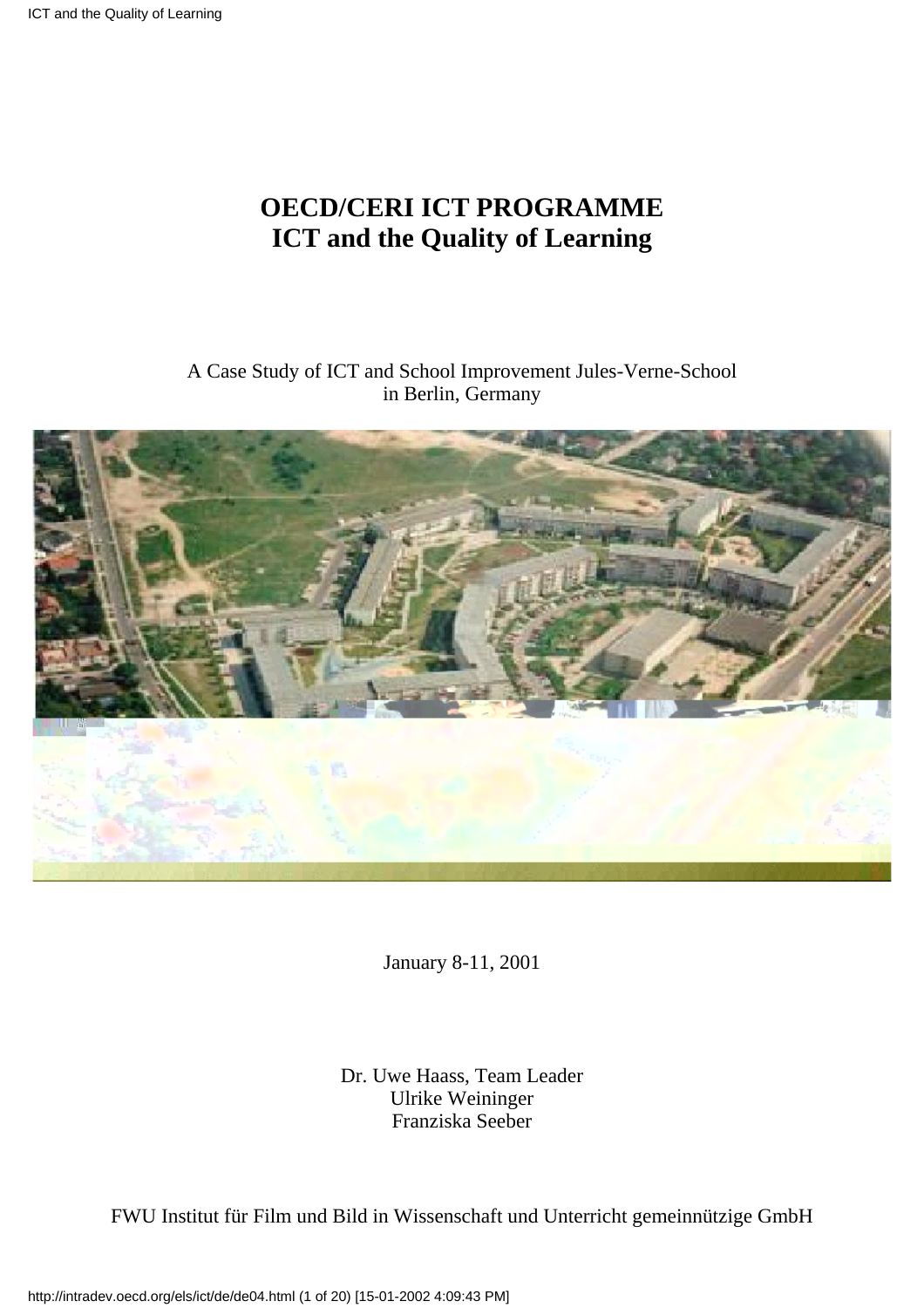# OECD/CERI ICT PROGRAMME
# ICT and the Quality of Learning

A Case Study of ICT and School Improvement Jules-Verne-School in Berlin, Germany

January 8-11, 2001

Dr. Uwe Haass, Team Leader
Ulrike Weininger
Franziska Seeber

FWU Institut für Film und Bild in Wissenschaft und Unterricht gemeinnützige GmbH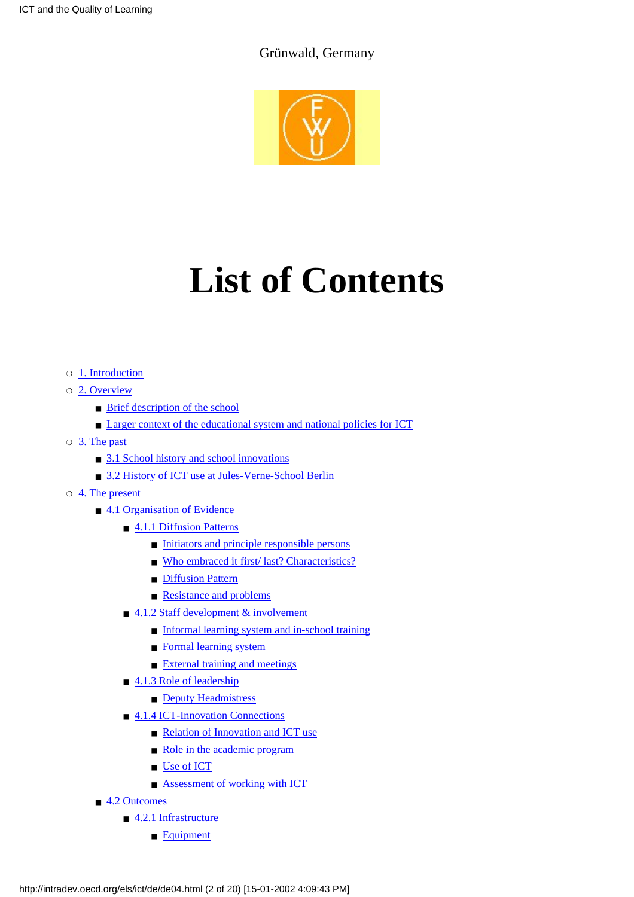Grünwald, Germany

# List of Contents

- 1. Introduction
- 2. Overview
  - Brief description of the school
  - Larger context of the educational system and national policies for ICT
- 3. The past
  - 3.1 School history and school innovations
  - 3.2 History of ICT use at Jules-Verne-School Berlin
- 4. The present
  - 4.1 Organisation of Evidence
    - 4.1.1 Diffusion Patterns
      - Initiators and principle responsible persons
      - Who embraced it first/ last? Characteristics?
      - Diffusion Pattern
      - Resistance and problems
    - 4.1.2 Staff development & involvement
      - Informal learning system and in-school training
      - Formal learning system
      - External training and meetings
    - 4.1.3 Role of leadership
      - Deputy Headmistress
    - 4.1.4 ICT-Innovation Connections
      - Relation of Innovation and ICT use
      - Role in the academic program
      - Use of ICT
      - Assessment of working with ICT
  - 4.2 Outcomes
    - 4.2.1 Infrastructure
      - Equipment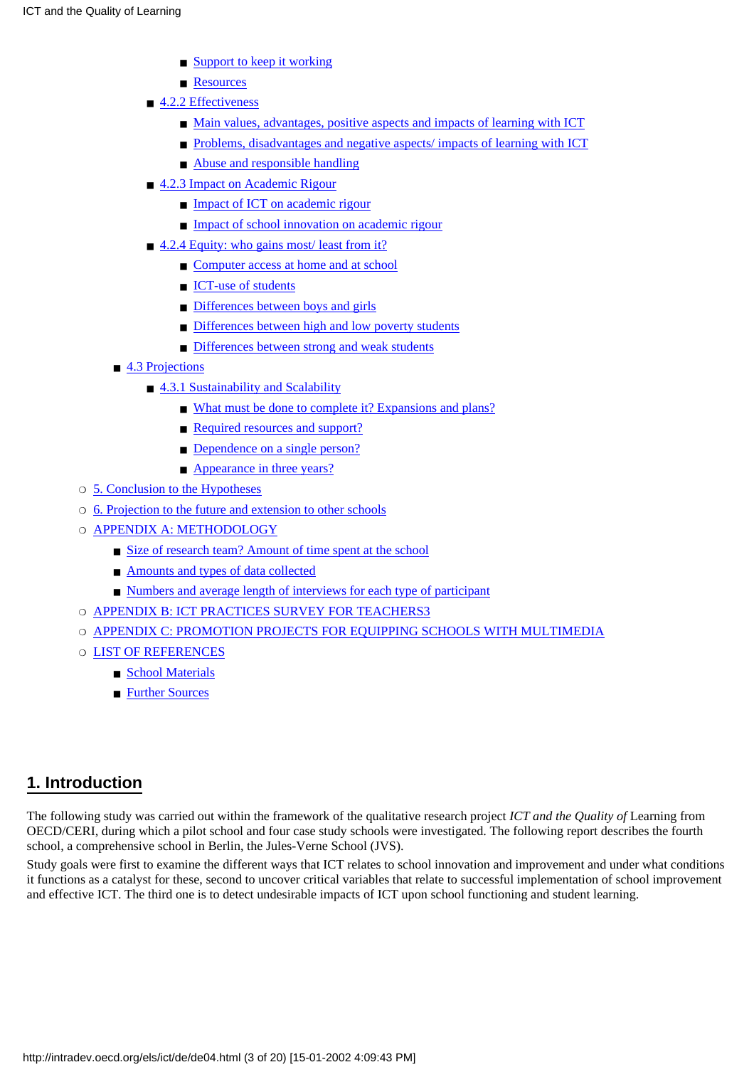- Support to keep it working
        - Resources
      - 4.2.2 Effectiveness
        - Main values, advantages, positive aspects and impacts of learning with ICT
        - Problems, disadvantages and negative aspects/ impacts of learning with ICT
        - Abuse and responsible handling
      - 4.2.3 Impact on Academic Rigour
        - Impact of ICT on academic rigour
        - Impact of school innovation on academic rigour
      - 4.2.4 Equity: who gains most/ least from it?
        - Computer access at home and at school
        - ICT-use of students
        - Differences between boys and girls
        - Differences between high and low poverty students
        - Differences between strong and weak students
    - 4.3 Projections
      - 4.3.1 Sustainability and Scalability
        - What must be done to complete it? Expansions and plans?
        - Required resources and support?
        - Dependence on a single person?
        - Appearance in three years?
  - 5. Conclusion to the Hypotheses
  - 6. Projection to the future and extension to other schools
  - APPENDIX A: METHODOLOGY
    - Size of research team? Amount of time spent at the school
    - Amounts and types of data collected
    - Numbers and average length of interviews for each type of participant
  - APPENDIX B: ICT PRACTICES SURVEY FOR TEACHERS3
  - APPENDIX C: PROMOTION PROJECTS FOR EQUIPPING SCHOOLS WITH MULTIMEDIA
  - LIST OF REFERENCES
    - School Materials
    - Further Sources

## 1. Introduction

The following study was carried out within the framework of the qualitative research project *ICT and the Quality of* Learning from OECD/CERI, during which a pilot school and four case study schools were investigated. The following report describes the fourth school, a comprehensive school in Berlin, the Jules-Verne School (JVS).

Study goals were first to examine the different ways that ICT relates to school innovation and improvement and under what conditions it functions as a catalyst for these, second to uncover critical variables that relate to successful implementation of school improvement and effective ICT. The third one is to detect undesirable impacts of ICT upon school functioning and student learning.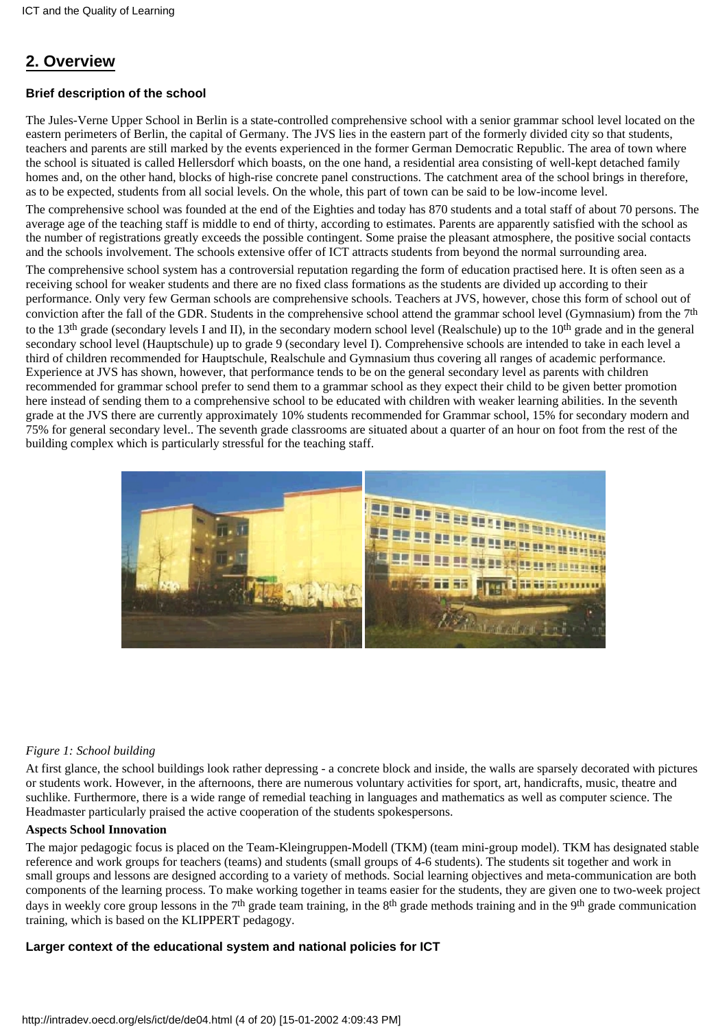## 2. Overview

### Brief description of the school

The Jules-Verne Upper School in Berlin is a state-controlled comprehensive school with a senior grammar school level located on the eastern perimeters of Berlin, the capital of Germany. The JVS lies in the eastern part of the formerly divided city so that students, teachers and parents are still marked by the events experienced in the former German Democratic Republic. The area of town where the school is situated is called Hellersdorf which boasts, on the one hand, a residential area consisting of well-kept detached family homes and, on the other hand, blocks of high-rise concrete panel constructions. The catchment area of the school brings in therefore, as to be expected, students from all social levels. On the whole, this part of town can be said to be low-income level.

The comprehensive school was founded at the end of the Eighties and today has 870 students and a total staff of about 70 persons. The average age of the teaching staff is middle to end of thirty, according to estimates. Parents are apparently satisfied with the school as the number of registrations greatly exceeds the possible contingent. Some praise the pleasant atmosphere, the positive social contacts and the schools involvement. The schools extensive offer of ICT attracts students from beyond the normal surrounding area.

The comprehensive school system has a controversial reputation regarding the form of education practised here. It is often seen as a receiving school for weaker students and there are no fixed class formations as the students are divided up according to their performance. Only very few German schools are comprehensive schools. Teachers at JVS, however, chose this form of school out of conviction after the fall of the GDR. Students in the comprehensive school attend the grammar school level (Gymnasium) from the 7th to the 13th grade (secondary levels I and II), in the secondary modern school level (Realschule) up to the 10th grade and in the general secondary school level (Hauptschule) up to grade 9 (secondary level I). Comprehensive schools are intended to take in each level a third of children recommended for Hauptschule, Realschule and Gymnasium thus covering all ranges of academic performance. Experience at JVS has shown, however, that performance tends to be on the general secondary level as parents with children recommended for grammar school prefer to send them to a grammar school as they expect their child to be given better promotion here instead of sending them to a comprehensive school to be educated with children with weaker learning abilities. In the seventh grade at the JVS there are currently approximately 10% students recommended for Grammar school, 15% for secondary modern and 75% for general secondary level.. The seventh grade classrooms are situated about a quarter of an hour on foot from the rest of the building complex which is particularly stressful for the teaching staff.

*Figure 1: School building*

At first glance, the school buildings look rather depressing - a concrete block and inside, the walls are sparsely decorated with pictures or students work. However, in the afternoons, there are numerous voluntary activities for sport, art, handicrafts, music, theatre and suchlike. Furthermore, there is a wide range of remedial teaching in languages and mathematics as well as computer science. The Headmaster particularly praised the active cooperation of the students spokespersons.

**Aspects School Innovation**

The major pedagogic focus is placed on the Team-Kleingruppen-Modell (TKM) (team mini-group model). TKM has designated stable reference and work groups for teachers (teams) and students (small groups of 4-6 students). The students sit together and work in small groups and lessons are designed according to a variety of methods. Social learning objectives and meta-communication are both components of the learning process. To make working together in teams easier for the students, they are given one to two-week project days in weekly core group lessons in the 7th grade team training, in the 8th grade methods training and in the 9th grade communication training, which is based on the KLIPPERT pedagogy.

### Larger context of the educational system and national policies for ICT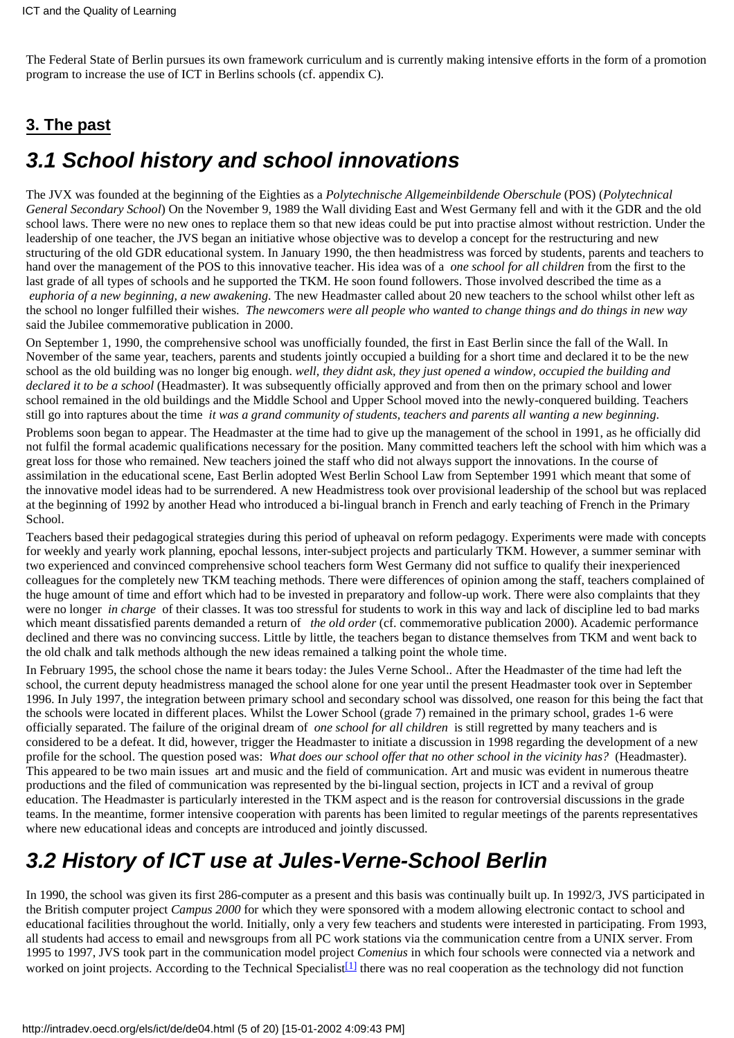The Federal State of Berlin pursues its own framework curriculum and is currently making intensive efforts in the form of a promotion program to increase the use of ICT in Berlins schools (cf. appendix C).

## 3. The past

## *3.1 School history and school innovations*

The JVX was founded at the beginning of the Eighties as a *Polytechnische Allgemeinbildende Oberschule* (POS) (*Polytechnical General Secondary School*) On the November 9, 1989 the Wall dividing East and West Germany fell and with it the GDR and the old school laws. There were no new ones to replace them so that new ideas could be put into practise almost without restriction. Under the leadership of one teacher, the JVS began an initiative whose objective was to develop a concept for the restructuring and new structuring of the old GDR educational system. In January 1990, the then headmistress was forced by students, parents and teachers to hand over the management of the POS to this innovative teacher. His idea was of a *one school for all children* from the first to the last grade of all types of schools and he supported the TKM. He soon found followers. Those involved described the time as a *euphoria of a new beginning, a new awakening*. The new Headmaster called about 20 new teachers to the school whilst other left as the school no longer fulfilled their wishes. *The newcomers were all people who wanted to change things and do things in new way* said the Jubilee commemorative publication in 2000.

On September 1, 1990, the comprehensive school was unofficially founded, the first in East Berlin since the fall of the Wall. In November of the same year, teachers, parents and students jointly occupied a building for a short time and declared it to be the new school as the old building was no longer big enough. *well, they didnt ask, they just opened a window, occupied the building and declared it to be a school* (Headmaster). It was subsequently officially approved and from then on the primary school and lower school remained in the old buildings and the Middle School and Upper School moved into the newly-conquered building. Teachers still go into raptures about the time *it was a grand community of students, teachers and parents all wanting a new beginning*.

Problems soon began to appear. The Headmaster at the time had to give up the management of the school in 1991, as he officially did not fulfil the formal academic qualifications necessary for the position. Many committed teachers left the school with him which was a great loss for those who remained. New teachers joined the staff who did not always support the innovations. In the course of assimilation in the educational scene, East Berlin adopted West Berlin School Law from September 1991 which meant that some of the innovative model ideas had to be surrendered. A new Headmistress took over provisional leadership of the school but was replaced at the beginning of 1992 by another Head who introduced a bi-lingual branch in French and early teaching of French in the Primary School.

Teachers based their pedagogical strategies during this period of upheaval on reform pedagogy. Experiments were made with concepts for weekly and yearly work planning, epochal lessons, inter-subject projects and particularly TKM. However, a summer seminar with two experienced and convinced comprehensive school teachers form West Germany did not suffice to qualify their inexperienced colleagues for the completely new TKM teaching methods. There were differences of opinion among the staff, teachers complained of the huge amount of time and effort which had to be invested in preparatory and follow-up work. There were also complaints that they were no longer *in charge* of their classes. It was too stressful for students to work in this way and lack of discipline led to bad marks which meant dissatisfied parents demanded a return of *the old order* (cf. commemorative publication 2000). Academic performance declined and there was no convincing success. Little by little, the teachers began to distance themselves from TKM and went back to the old chalk and talk methods although the new ideas remained a talking point the whole time.

In February 1995, the school chose the name it bears today: the Jules Verne School.. After the Headmaster of the time had left the school, the current deputy headmistress managed the school alone for one year until the present Headmaster took over in September 1996. In July 1997, the integration between primary school and secondary school was dissolved, one reason for this being the fact that the schools were located in different places. Whilst the Lower School (grade 7) remained in the primary school, grades 1-6 were officially separated. The failure of the original dream of *one school for all children* is still regretted by many teachers and is considered to be a defeat. It did, however, trigger the Headmaster to initiate a discussion in 1998 regarding the development of a new profile for the school. The question posed was: *What does our school offer that no other school in the vicinity has?* (Headmaster). This appeared to be two main issues art and music and the field of communication. Art and music was evident in numerous theatre productions and the filed of communication was represented by the bi-lingual section, projects in ICT and a revival of group education. The Headmaster is particularly interested in the TKM aspect and is the reason for controversial discussions in the grade teams. In the meantime, former intensive cooperation with parents has been limited to regular meetings of the parents representatives where new educational ideas and concepts are introduced and jointly discussed.

## *3.2 History of ICT use at Jules-Verne-School Berlin*

In 1990, the school was given its first 286-computer as a present and this basis was continually built up. In 1992/3, JVS participated in the British computer project *Campus 2000* for which they were sponsored with a modem allowing electronic contact to school and educational facilities throughout the world. Initially, only a very few teachers and students were interested in participating. From 1993, all students had access to email and newsgroups from all PC work stations via the communication centre from a UNIX server. From 1995 to 1997, JVS took part in the communication model project *Comenius* in which four schools were connected via a network and worked on joint projects. According to the Technical Specialist[1] there was no real cooperation as the technology did not function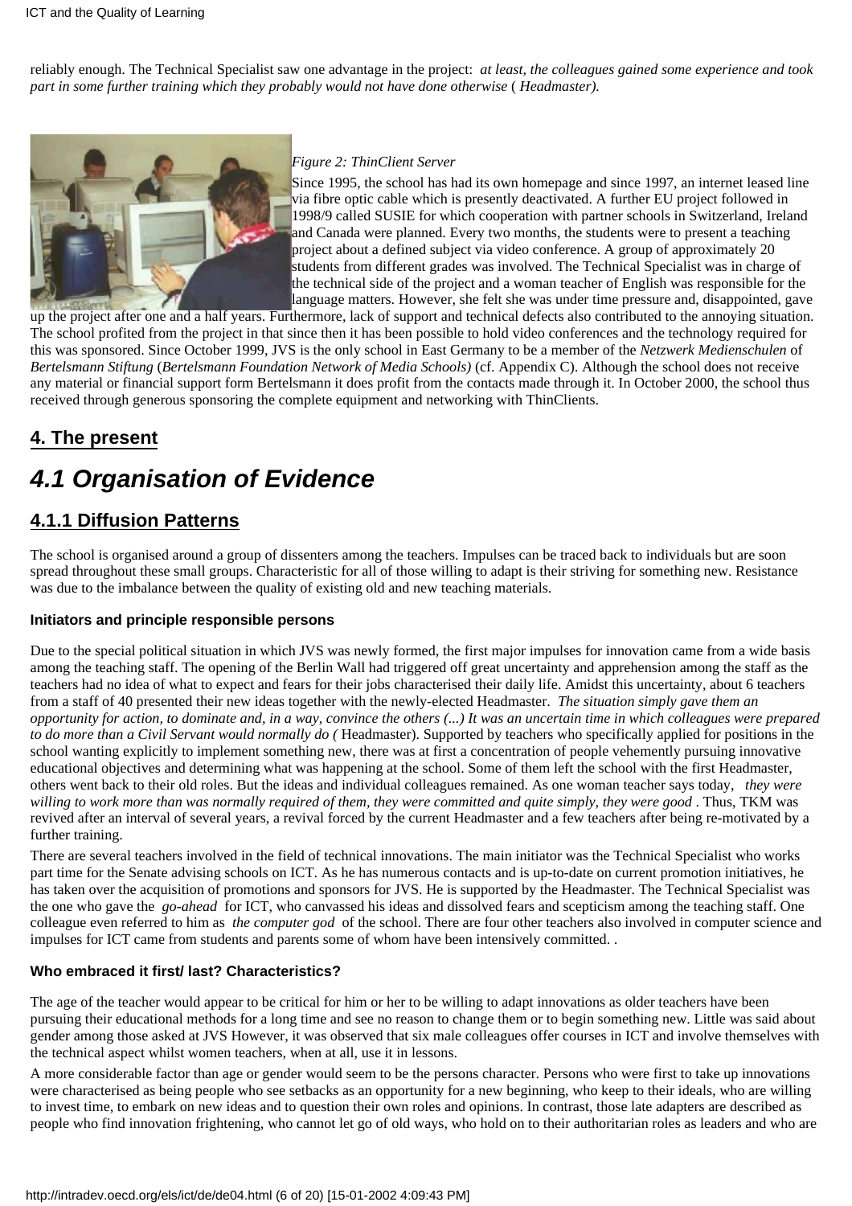reliably enough. The Technical Specialist saw one advantage in the project: *at least, the colleagues gained some experience and took part in some further training which they probably would not have done otherwise* ( *Headmaster).*

*Figure 2: ThinClient Server*

Since 1995, the school has had its own homepage and since 1997, an internet leased line via fibre optic cable which is presently deactivated. A further EU project followed in 1998/9 called SUSIE for which cooperation with partner schools in Switzerland, Ireland and Canada were planned. Every two months, the students were to present a teaching project about a defined subject via video conference. A group of approximately 20 students from different grades was involved. The Technical Specialist was in charge of the technical side of the project and a woman teacher of English was responsible for the language matters. However, she felt she was under time pressure and, disappointed, gave up the project after one and a half years. Furthermore, lack of support and technical defects also contributed to the annoying situation. The school profited from the project in that since then it has been possible to hold video conferences and the technology required for this was sponsored. Since October 1999, JVS is the only school in East Germany to be a member of the *Netzwerk Medienschulen* of *Bertelsmann Stiftung* (*Bertelsmann Foundation Network of Media Schools)* (cf. Appendix C). Although the school does not receive any material or financial support form Bertelsmann it does profit from the contacts made through it. In October 2000, the school thus received through generous sponsoring the complete equipment and networking with ThinClients.

## 4. The present

# *4.1 Organisation of Evidence*

## 4.1.1 Diffusion Patterns

The school is organised around a group of dissenters among the teachers. Impulses can be traced back to individuals but are soon spread throughout these small groups. Characteristic for all of those willing to adapt is their striving for something new. Resistance was due to the imbalance between the quality of existing old and new teaching materials.

#### Initiators and principle responsible persons

Due to the special political situation in which JVS was newly formed, the first major impulses for innovation came from a wide basis among the teaching staff. The opening of the Berlin Wall had triggered off great uncertainty and apprehension among the staff as the teachers had no idea of what to expect and fears for their jobs characterised their daily life. Amidst this uncertainty, about 6 teachers from a staff of 40 presented their new ideas together with the newly-elected Headmaster. *The situation simply gave them an opportunity for action, to dominate and, in a way, convince the others (...) It was an uncertain time in which colleagues were prepared to do more than a Civil Servant would normally do (* Headmaster). Supported by teachers who specifically applied for positions in the school wanting explicitly to implement something new, there was at first a concentration of people vehemently pursuing innovative educational objectives and determining what was happening at the school. Some of them left the school with the first Headmaster, others went back to their old roles. But the ideas and individual colleagues remained. As one woman teacher says today, *they were willing to work more than was normally required of them, they were committed and quite simply, they were good* . Thus, TKM was revived after an interval of several years, a revival forced by the current Headmaster and a few teachers after being re-motivated by a further training.

There are several teachers involved in the field of technical innovations. The main initiator was the Technical Specialist who works part time for the Senate advising schools on ICT. As he has numerous contacts and is up-to-date on current promotion initiatives, he has taken over the acquisition of promotions and sponsors for JVS. He is supported by the Headmaster. The Technical Specialist was the one who gave the *go-ahead* for ICT, who canvassed his ideas and dissolved fears and scepticism among the teaching staff. One colleague even referred to him as *the computer god* of the school. There are four other teachers also involved in computer science and impulses for ICT came from students and parents some of whom have been intensively committed. .

#### Who embraced it first/ last? Characteristics?

The age of the teacher would appear to be critical for him or her to be willing to adapt innovations as older teachers have been pursuing their educational methods for a long time and see no reason to change them or to begin something new. Little was said about gender among those asked at JVS However, it was observed that six male colleagues offer courses in ICT and involve themselves with the technical aspect whilst women teachers, when at all, use it in lessons.

A more considerable factor than age or gender would seem to be the persons character. Persons who were first to take up innovations were characterised as being people who see setbacks as an opportunity for a new beginning, who keep to their ideals, who are willing to invest time, to embark on new ideas and to question their own roles and opinions. In contrast, those late adapters are described as people who find innovation frightening, who cannot let go of old ways, who hold on to their authoritarian roles as leaders and who are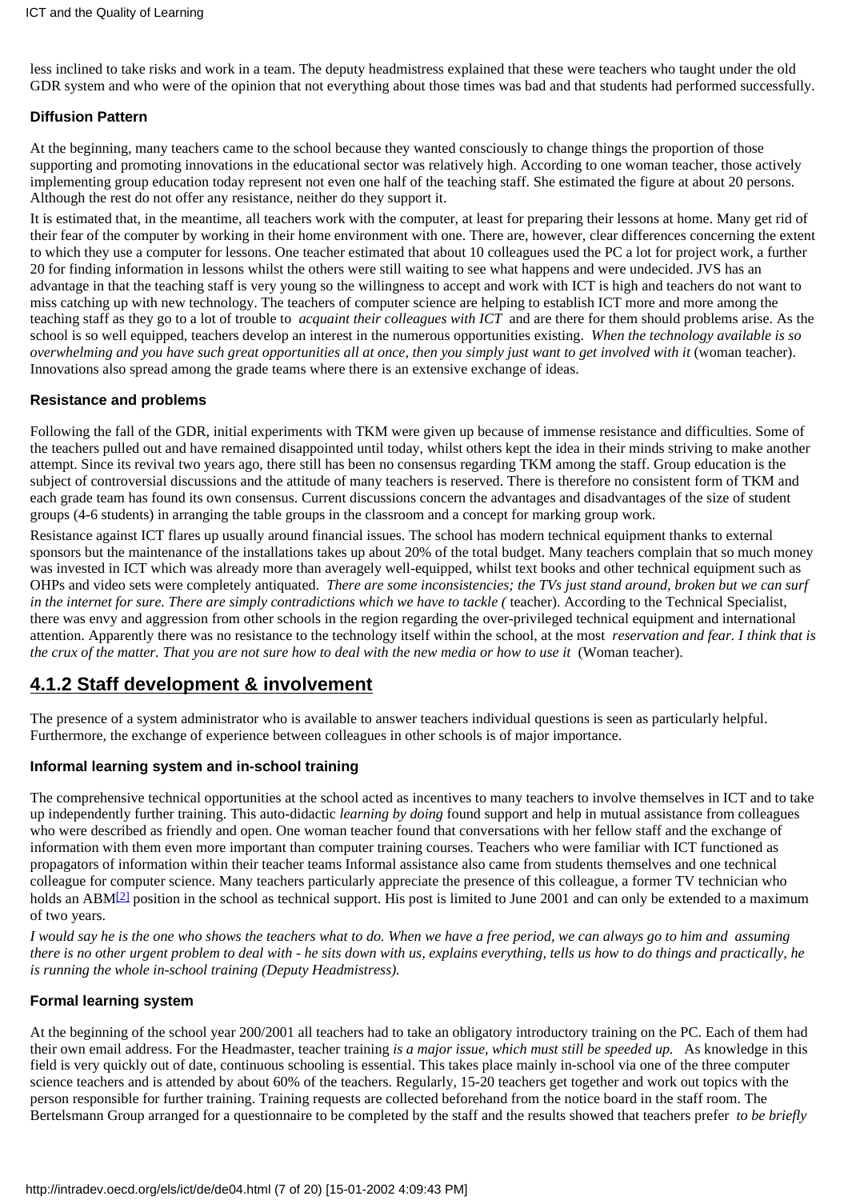less inclined to take risks and work in a team. The deputy headmistress explained that these were teachers who taught under the old GDR system and who were of the opinion that not everything about those times was bad and that students had performed successfully.

### Diffusion Pattern

At the beginning, many teachers came to the school because they wanted consciously to change things the proportion of those supporting and promoting innovations in the educational sector was relatively high. According to one woman teacher, those actively implementing group education today represent not even one half of the teaching staff. She estimated the figure at about 20 persons. Although the rest do not offer any resistance, neither do they support it.

It is estimated that, in the meantime, all teachers work with the computer, at least for preparing their lessons at home. Many get rid of their fear of the computer by working in their home environment with one. There are, however, clear differences concerning the extent to which they use a computer for lessons. One teacher estimated that about 10 colleagues used the PC a lot for project work, a further 20 for finding information in lessons whilst the others were still waiting to see what happens and were undecided. JVS has an advantage in that the teaching staff is very young so the willingness to accept and work with ICT is high and teachers do not want to miss catching up with new technology. The teachers of computer science are helping to establish ICT more and more among the teaching staff as they go to a lot of trouble to *acquaint their colleagues with ICT* and are there for them should problems arise. As the school is so well equipped, teachers develop an interest in the numerous opportunities existing. *When the technology available is so overwhelming and you have such great opportunities all at once, then you simply just want to get involved with it* (woman teacher). Innovations also spread among the grade teams where there is an extensive exchange of ideas.

### Resistance and problems

Following the fall of the GDR, initial experiments with TKM were given up because of immense resistance and difficulties. Some of the teachers pulled out and have remained disappointed until today, whilst others kept the idea in their minds striving to make another attempt. Since its revival two years ago, there still has been no consensus regarding TKM among the staff. Group education is the subject of controversial discussions and the attitude of many teachers is reserved. There is therefore no consistent form of TKM and each grade team has found its own consensus. Current discussions concern the advantages and disadvantages of the size of student groups (4-6 students) in arranging the table groups in the classroom and a concept for marking group work.

Resistance against ICT flares up usually around financial issues. The school has modern technical equipment thanks to external sponsors but the maintenance of the installations takes up about 20% of the total budget. Many teachers complain that so much money was invested in ICT which was already more than averagely well-equipped, whilst text books and other technical equipment such as OHPs and video sets were completely antiquated. *There are some inconsistencies; the TVs just stand around, broken but we can surf in the internet for sure. There are simply contradictions which we have to tackle (* teacher). According to the Technical Specialist, there was envy and aggression from other schools in the region regarding the over-privileged technical equipment and international attention. Apparently there was no resistance to the technology itself within the school, at the most *reservation and fear. I think that is the crux of the matter. That you are not sure how to deal with the new media or how to use it* (Woman teacher).

## 4.1.2 Staff development & involvement

The presence of a system administrator who is available to answer teachers individual questions is seen as particularly helpful. Furthermore, the exchange of experience between colleagues in other schools is of major importance.

### Informal learning system and in-school training

The comprehensive technical opportunities at the school acted as incentives to many teachers to involve themselves in ICT and to take up independently further training. This auto-didactic *learning by doing* found support and help in mutual assistance from colleagues who were described as friendly and open. One woman teacher found that conversations with her fellow staff and the exchange of information with them even more important than computer training courses. Teachers who were familiar with ICT functioned as propagators of information within their teacher teams Informal assistance also came from students themselves and one technical colleague for computer science. Many teachers particularly appreciate the presence of this colleague, a former TV technician who holds an ABM[2] position in the school as technical support. His post is limited to June 2001 and can only be extended to a maximum of two years.

*I would say he is the one who shows the teachers what to do. When we have a free period, we can always go to him and assuming there is no other urgent problem to deal with - he sits down with us, explains everything, tells us how to do things and practically, he is running the whole in-school training (Deputy Headmistress).*

### Formal learning system

At the beginning of the school year 200/2001 all teachers had to take an obligatory introductory training on the PC. Each of them had their own email address. For the Headmaster, teacher training *is a major issue, which must still be speeded up.* As knowledge in this field is very quickly out of date, continuous schooling is essential. This takes place mainly in-school via one of the three computer science teachers and is attended by about 60% of the teachers. Regularly, 15-20 teachers get together and work out topics with the person responsible for further training. Training requests are collected beforehand from the notice board in the staff room. The Bertelsmann Group arranged for a questionnaire to be completed by the staff and the results showed that teachers prefer *to be briefly*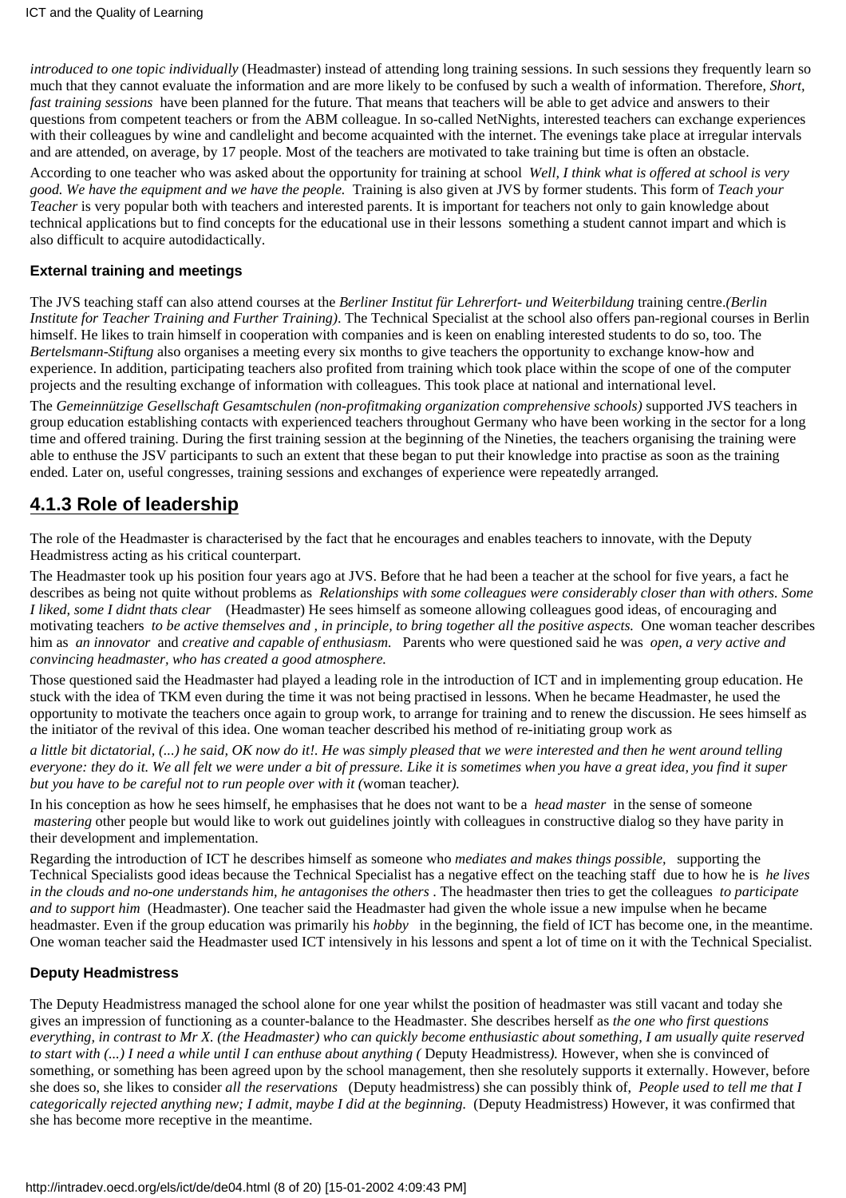*introduced to one topic individually* (Headmaster) instead of attending long training sessions. In such sessions they frequently learn so much that they cannot evaluate the information and are more likely to be confused by such a wealth of information. Therefore, *Short, fast training sessions* have been planned for the future. That means that teachers will be able to get advice and answers to their questions from competent teachers or from the ABM colleague. In so-called NetNights, interested teachers can exchange experiences with their colleagues by wine and candlelight and become acquainted with the internet. The evenings take place at irregular intervals and are attended, on average, by 17 people. Most of the teachers are motivated to take training but time is often an obstacle.

According to one teacher who was asked about the opportunity for training at school *Well, I think what is offered at school is very good. We have the equipment and we have the people.* Training is also given at JVS by former students. This form of *Teach your Teacher* is very popular both with teachers and interested parents. It is important for teachers not only to gain knowledge about technical applications but to find concepts for the educational use in their lessons something a student cannot impart and which is also difficult to acquire autodidactically.

### External training and meetings

The JVS teaching staff can also attend courses at the *Berliner Institut für Lehrerfort- und Weiterbildung* training centre.*(Berlin Institute for Teacher Training and Further Training)*. The Technical Specialist at the school also offers pan-regional courses in Berlin himself. He likes to train himself in cooperation with companies and is keen on enabling interested students to do so, too. The *Bertelsmann-Stiftung* also organises a meeting every six months to give teachers the opportunity to exchange know-how and experience. In addition, participating teachers also profited from training which took place within the scope of one of the computer projects and the resulting exchange of information with colleagues. This took place at national and international level.

The *Gemeinnützige Gesellschaft Gesamtschulen (non-profitmaking organization comprehensive schools)* supported JVS teachers in group education establishing contacts with experienced teachers throughout Germany who have been working in the sector for a long time and offered training. During the first training session at the beginning of the Nineties, the teachers organising the training were able to enthuse the JSV participants to such an extent that these began to put their knowledge into practise as soon as the training ended. Later on, useful congresses, training sessions and exchanges of experience were repeatedly arranged.

## 4.1.3 Role of leadership

The role of the Headmaster is characterised by the fact that he encourages and enables teachers to innovate, with the Deputy Headmistress acting as his critical counterpart.

The Headmaster took up his position four years ago at JVS. Before that he had been a teacher at the school for five years, a fact he describes as being not quite without problems as *Relationships with some colleagues were considerably closer than with others. Some I liked, some I didnt thats clear* (Headmaster) He sees himself as someone allowing colleagues good ideas, of encouraging and motivating teachers *to be active themselves and , in principle, to bring together all the positive aspects.* One woman teacher describes him as *an innovator* and *creative and capable of enthusiasm.* Parents who were questioned said he was *open, a very active and convincing headmaster, who has created a good atmosphere.*

Those questioned said the Headmaster had played a leading role in the introduction of ICT and in implementing group education. He stuck with the idea of TKM even during the time it was not being practised in lessons. When he became Headmaster, he used the opportunity to motivate the teachers once again to group work, to arrange for training and to renew the discussion. He sees himself as the initiator of the revival of this idea. One woman teacher described his method of re-initiating group work as

*a little bit dictatorial, (...) he said, OK now do it!. He was simply pleased that we were interested and then he went around telling everyone: they do it. We all felt we were under a bit of pressure. Like it is sometimes when you have a great idea, you find it super but you have to be careful not to run people over with it (*woman teacher*).*

In his conception as how he sees himself, he emphasises that he does not want to be a *head master* in the sense of someone *mastering* other people but would like to work out guidelines jointly with colleagues in constructive dialog so they have parity in their development and implementation.

Regarding the introduction of ICT he describes himself as someone who *mediates and makes things possible,* supporting the Technical Specialists good ideas because the Technical Specialist has a negative effect on the teaching staff due to how he is *he lives in the clouds and no-one understands him, he antagonises the others* . The headmaster then tries to get the colleagues *to participate and to support him* (Headmaster). One teacher said the Headmaster had given the whole issue a new impulse when he became headmaster. Even if the group education was primarily his *hobby* in the beginning, the field of ICT has become one, in the meantime. One woman teacher said the Headmaster used ICT intensively in his lessons and spent a lot of time on it with the Technical Specialist.

### Deputy Headmistress

The Deputy Headmistress managed the school alone for one year whilst the position of headmaster was still vacant and today she gives an impression of functioning as a counter-balance to the Headmaster. She describes herself as *the one who first questions everything, in contrast to Mr X. (the Headmaster) who can quickly become enthusiastic about something, I am usually quite reserved to start with (...) I need a while until I can enthuse about anything (* Deputy Headmistress*).* However, when she is convinced of something, or something has been agreed upon by the school management, then she resolutely supports it externally. However, before she does so, she likes to consider *all the reservations* (Deputy headmistress) she can possibly think of, *People used to tell me that I categorically rejected anything new; I admit, maybe I did at the beginning.* (Deputy Headmistress) However, it was confirmed that she has become more receptive in the meantime.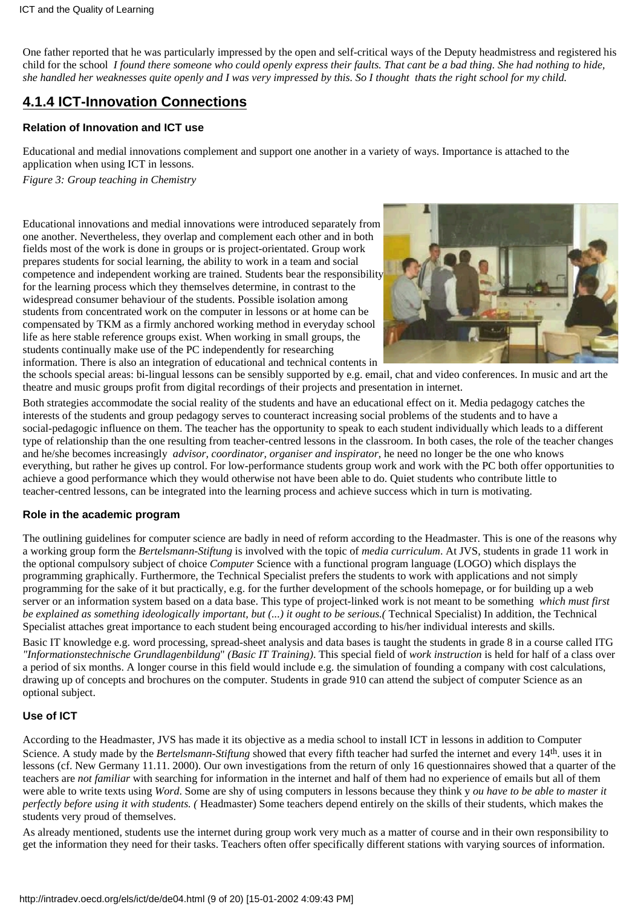One father reported that he was particularly impressed by the open and self-critical ways of the Deputy headmistress and registered his child for the school *I found there someone who could openly express their faults. That cant be a bad thing. She had nothing to hide, she handled her weaknesses quite openly and I was very impressed by this. So I thought thats the right school for my child.*

## 4.1.4 ICT-Innovation Connections

### Relation of Innovation and ICT use

Educational and medial innovations complement and support one another in a variety of ways. Importance is attached to the application when using ICT in lessons.

*Figure 3: Group teaching in Chemistry*

Educational innovations and medial innovations were introduced separately from one another. Nevertheless, they overlap and complement each other and in both fields most of the work is done in groups or is project-orientated. Group work prepares students for social learning, the ability to work in a team and social competence and independent working are trained. Students bear the responsibility for the learning process which they themselves determine, in contrast to the widespread consumer behaviour of the students. Possible isolation among students from concentrated work on the computer in lessons or at home can be compensated by TKM as a firmly anchored working method in everyday school life as here stable reference groups exist. When working in small groups, the students continually make use of the PC independently for researching information. There is also an integration of educational and technical contents in the schools special areas: bi-lingual lessons can be sensibly supported by e.g. email, chat and video conferences. In music and art the theatre and music groups profit from digital recordings of their projects and presentation in internet.

Both strategies accommodate the social reality of the students and have an educational effect on it. Media pedagogy catches the interests of the students and group pedagogy serves to counteract increasing social problems of the students and to have a social-pedagogic influence on them. The teacher has the opportunity to speak to each student individually which leads to a different type of relationship than the one resulting from teacher-centred lessons in the classroom. In both cases, the role of the teacher changes and he/she becomes increasingly *advisor, coordinator, organiser and inspirator*, he need no longer be the one who knows everything, but rather he gives up control. For low-performance students group work and work with the PC both offer opportunities to achieve a good performance which they would otherwise not have been able to do. Quiet students who contribute little to teacher-centred lessons, can be integrated into the learning process and achieve success which in turn is motivating.

### Role in the academic program

The outlining guidelines for computer science are badly in need of reform according to the Headmaster. This is one of the reasons why a working group form the *Bertelsmann-Stiftung* is involved with the topic of *media curriculum*. At JVS, students in grade 11 work in the optional compulsory subject of choice *Computer* Science with a functional program language (LOGO) which displays the programming graphically. Furthermore, the Technical Specialist prefers the students to work with applications and not simply programming for the sake of it but practically, e.g. for the further development of the schools homepage, or for building up a web server or an information system based on a data base. This type of project-linked work is not meant to be something *which must first be explained as something ideologically important, but (...) it ought to be serious.(* Technical Specialist) In addition, the Technical Specialist attaches great importance to each student being encouraged according to his/her individual interests and skills.

Basic IT knowledge e.g. word processing, spread-sheet analysis and data bases is taught the students in grade 8 in a course called ITG *"Informationstechnische Grundlagenbildung" (Basic IT Training)*. This special field of *work instruction* is held for half of a class over a period of six months. A longer course in this field would include e.g. the simulation of founding a company with cost calculations, drawing up of concepts and brochures on the computer. Students in grade 910 can attend the subject of computer Science as an optional subject.

### Use of ICT

According to the Headmaster, JVS has made it its objective as a media school to install ICT in lessons in addition to Computer Science. A study made by the *Bertelsmann-Stiftung* showed that every fifth teacher had surfed the internet and every 14th. uses it in lessons (cf. New Germany 11.11. 2000). Our own investigations from the return of only 16 questionnaires showed that a quarter of the teachers are *not familiar* with searching for information in the internet and half of them had no experience of emails but all of them were able to write texts using *Word*. Some are shy of using computers in lessons because they think y *ou have to be able to master it perfectly before using it with students. (* Headmaster) Some teachers depend entirely on the skills of their students, which makes the students very proud of themselves.

As already mentioned, students use the internet during group work very much as a matter of course and in their own responsibility to get the information they need for their tasks. Teachers often offer specifically different stations with varying sources of information.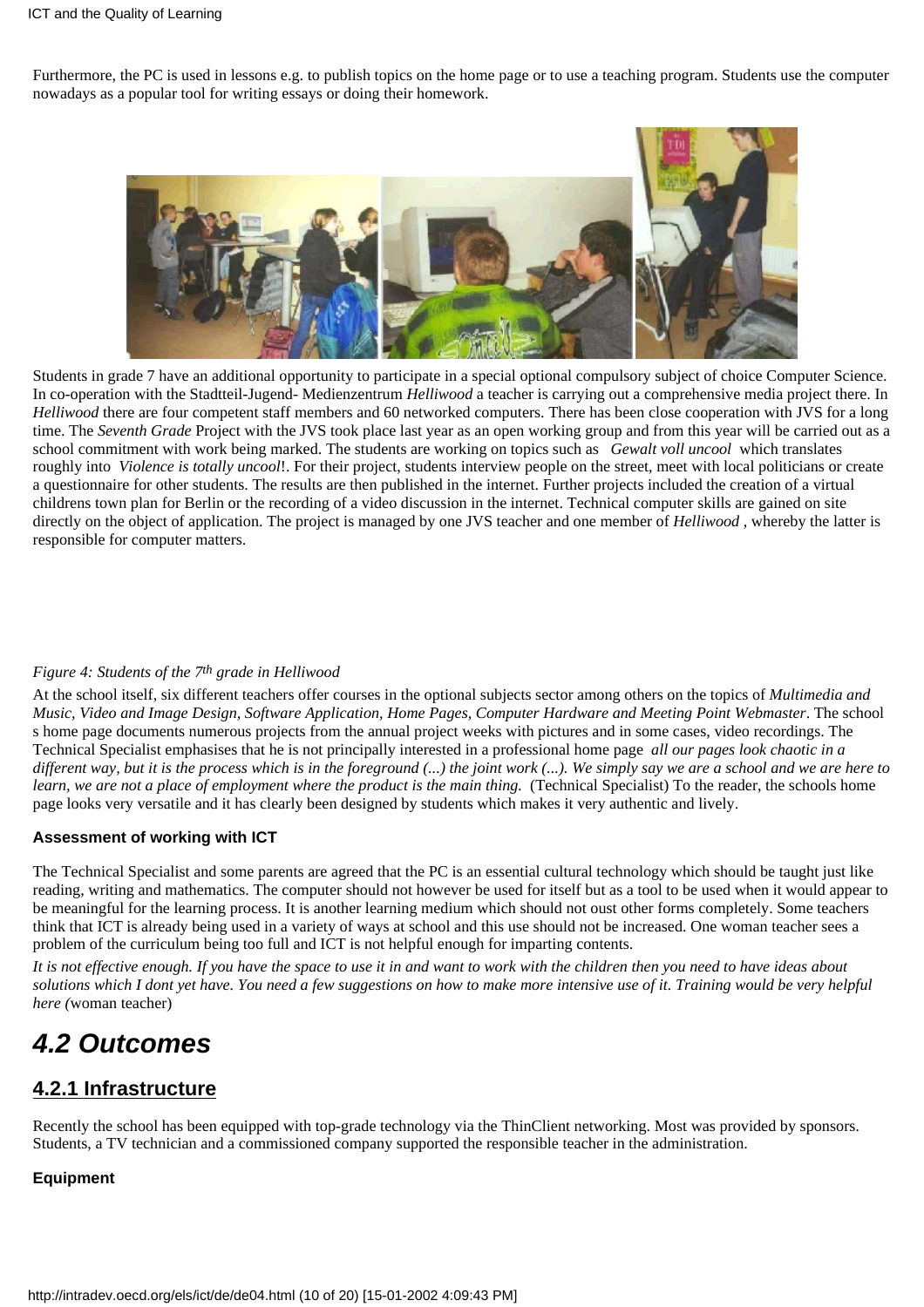Furthermore, the PC is used in lessons e.g. to publish topics on the home page or to use a teaching program. Students use the computer nowadays as a popular tool for writing essays or doing their homework.

Students in grade 7 have an additional opportunity to participate in a special optional compulsory subject of choice Computer Science. In co-operation with the Stadtteil-Jugend- Medienzentrum *Helliwood* a teacher is carrying out a comprehensive media project there. In *Helliwood* there are four competent staff members and 60 networked computers. There has been close cooperation with JVS for a long time. The *Seventh Grade* Project with the JVS took place last year as an open working group and from this year will be carried out as a school commitment with work being marked. The students are working on topics such as *Gewalt voll uncool* which translates roughly into *Violence is totally uncool*!. For their project, students interview people on the street, meet with local politicians or create a questionnaire for other students. The results are then published in the internet. Further projects included the creation of a virtual childrens town plan for Berlin or the recording of a video discussion in the internet. Technical computer skills are gained on site directly on the object of application. The project is managed by one JVS teacher and one member of *Helliwood* , whereby the latter is responsible for computer matters.

*Figure 4: Students of the 7th grade in Helliwood*

At the school itself, six different teachers offer courses in the optional subjects sector among others on the topics of *Multimedia and Music, Video and Image Design, Software Application, Home Pages, Computer Hardware and Meeting Point Webmaster*. The school s home page documents numerous projects from the annual project weeks with pictures and in some cases, video recordings. The Technical Specialist emphasises that he is not principally interested in a professional home page *all our pages look chaotic in a different way, but it is the process which is in the foreground (...) the joint work (...). We simply say we are a school and we are here to learn, we are not a place of employment where the product is the main thing.* (Technical Specialist) To the reader, the schools home page looks very versatile and it has clearly been designed by students which makes it very authentic and lively.

**Assessment of working with ICT**

The Technical Specialist and some parents are agreed that the PC is an essential cultural technology which should be taught just like reading, writing and mathematics. The computer should not however be used for itself but as a tool to be used when it would appear to be meaningful for the learning process. It is another learning medium which should not oust other forms completely. Some teachers think that ICT is already being used in a variety of ways at school and this use should not be increased. One woman teacher sees a problem of the curriculum being too full and ICT is not helpful enough for imparting contents.

*It is not effective enough. If you have the space to use it in and want to work with the children then you need to have ideas about solutions which I dont yet have. You need a few suggestions on how to make more intensive use of it. Training would be very helpful here (*woman teacher)

## 4.2 Outcomes

### 4.2.1 Infrastructure

Recently the school has been equipped with top-grade technology via the ThinClient networking. Most was provided by sponsors. Students, a TV technician and a commissioned company supported the responsible teacher in the administration.

**Equipment**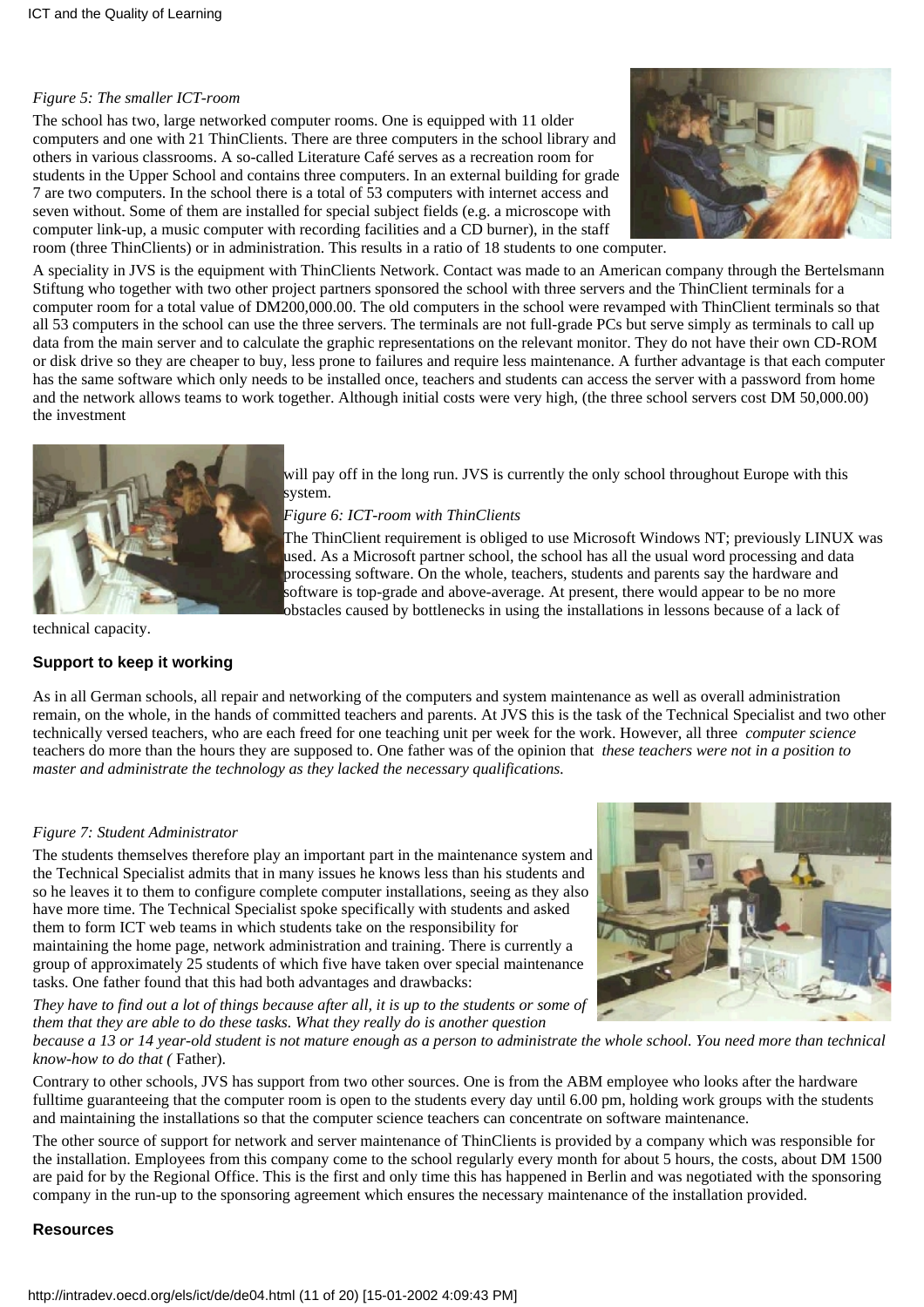*Figure 5: The smaller ICT-room*

The school has two, large networked computer rooms. One is equipped with 11 older computers and one with 21 ThinClients. There are three computers in the school library and others in various classrooms. A so-called Literature Café serves as a recreation room for students in the Upper School and contains three computers. In an external building for grade 7 are two computers. In the school there is a total of 53 computers with internet access and seven without. Some of them are installed for special subject fields (e.g. a microscope with computer link-up, a music computer with recording facilities and a CD burner), in the staff room (three ThinClients) or in administration. This results in a ratio of 18 students to one computer.

A speciality in JVS is the equipment with ThinClients Network. Contact was made to an American company through the Bertelsmann Stiftung who together with two other project partners sponsored the school with three servers and the ThinClient terminals for a computer room for a total value of DM200,000.00. The old computers in the school were revamped with ThinClient terminals so that all 53 computers in the school can use the three servers. The terminals are not full-grade PCs but serve simply as terminals to call up data from the main server and to calculate the graphic representations on the relevant monitor. They do not have their own CD-ROM or disk drive so they are cheaper to buy, less prone to failures and require less maintenance. A further advantage is that each computer has the same software which only needs to be installed once, teachers and students can access the server with a password from home and the network allows teams to work together. Although initial costs were very high, (the three school servers cost DM 50,000.00) the investment will pay off in the long run. JVS is currently the only school throughout Europe with this system.

*Figure 6: ICT-room with ThinClients*

The ThinClient requirement is obliged to use Microsoft Windows NT; previously LINUX was used. As a Microsoft partner school, the school has all the usual word processing and data processing software. On the whole, teachers, students and parents say the hardware and software is top-grade and above-average. At present, there would appear to be no more obstacles caused by bottlenecks in using the installations in lessons because of a lack of technical capacity.

## Support to keep it working

As in all German schools, all repair and networking of the computers and system maintenance as well as overall administration remain, on the whole, in the hands of committed teachers and parents. At JVS this is the task of the Technical Specialist and two other technically versed teachers, who are each freed for one teaching unit per week for the work. However, all three *computer science* teachers do more than the hours they are supposed to. One father was of the opinion that *these teachers were not in a position to master and administrate the technology as they lacked the necessary qualifications.*

*Figure 7: Student Administrator*

The students themselves therefore play an important part in the maintenance system and the Technical Specialist admits that in many issues he knows less than his students and so he leaves it to them to configure complete computer installations, seeing as they also have more time. The Technical Specialist spoke specifically with students and asked them to form ICT web teams in which students take on the responsibility for maintaining the home page, network administration and training. There is currently a group of approximately 25 students of which five have taken over special maintenance tasks. One father found that this had both advantages and drawbacks:

*They have to find out a lot of things because after all, it is up to the students or some of them that they are able to do these tasks. What they really do is another question because a 13 or 14 year-old student is not mature enough as a person to administrate the whole school. You need more than technical know-how to do that (* Father).

Contrary to other schools, JVS has support from two other sources. One is from the ABM employee who looks after the hardware fulltime guaranteeing that the computer room is open to the students every day until 6.00 pm, holding work groups with the students and maintaining the installations so that the computer science teachers can concentrate on software maintenance.

The other source of support for network and server maintenance of ThinClients is provided by a company which was responsible for the installation. Employees from this company come to the school regularly every month for about 5 hours, the costs, about DM 1500 are paid for by the Regional Office. This is the first and only time this has happened in Berlin and was negotiated with the sponsoring company in the run-up to the sponsoring agreement which ensures the necessary maintenance of the installation provided.

## Resources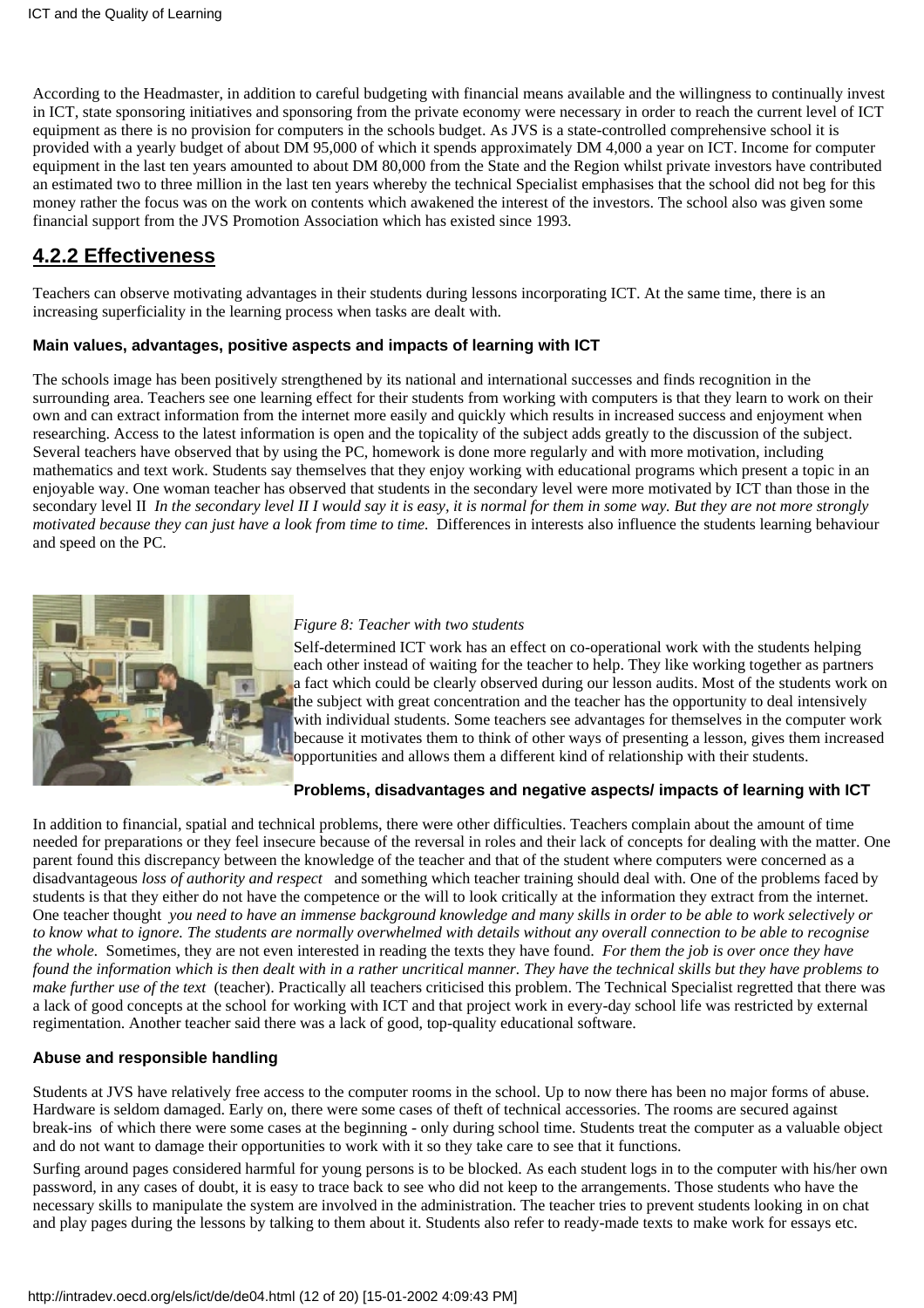According to the Headmaster, in addition to careful budgeting with financial means available and the willingness to continually invest in ICT, state sponsoring initiatives and sponsoring from the private economy were necessary in order to reach the current level of ICT equipment as there is no provision for computers in the schools budget. As JVS is a state-controlled comprehensive school it is provided with a yearly budget of about DM 95,000 of which it spends approximately DM 4,000 a year on ICT. Income for computer equipment in the last ten years amounted to about DM 80,000 from the State and the Region whilst private investors have contributed an estimated two to three million in the last ten years whereby the technical Specialist emphasises that the school did not beg for this money rather the focus was on the work on contents which awakened the interest of the investors. The school also was given some financial support from the JVS Promotion Association which has existed since 1993.

## 4.2.2 Effectiveness

Teachers can observe motivating advantages in their students during lessons incorporating ICT. At the same time, there is an increasing superficiality in the learning process when tasks are dealt with.

### Main values, advantages, positive aspects and impacts of learning with ICT

The schools image has been positively strengthened by its national and international successes and finds recognition in the surrounding area. Teachers see one learning effect for their students from working with computers is that they learn to work on their own and can extract information from the internet more easily and quickly which results in increased success and enjoyment when researching. Access to the latest information is open and the topicality of the subject adds greatly to the discussion of the subject. Several teachers have observed that by using the PC, homework is done more regularly and with more motivation, including mathematics and text work. Students say themselves that they enjoy working with educational programs which present a topic in an enjoyable way. One woman teacher has observed that students in the secondary level were more motivated by ICT than those in the secondary level II *In the secondary level II I would say it is easy, it is normal for them in some way. But they are not more strongly motivated because they can just have a look from time to time.* Differences in interests also influence the students learning behaviour and speed on the PC.

*Figure 8: Teacher with two students*

Self-determined ICT work has an effect on co-operational work with the students helping each other instead of waiting for the teacher to help. They like working together as partners a fact which could be clearly observed during our lesson audits. Most of the students work on the subject with great concentration and the teacher has the opportunity to deal intensively with individual students. Some teachers see advantages for themselves in the computer work because it motivates them to think of other ways of presenting a lesson, gives them increased opportunities and allows them a different kind of relationship with their students.

### Problems, disadvantages and negative aspects/ impacts of learning with ICT

In addition to financial, spatial and technical problems, there were other difficulties. Teachers complain about the amount of time needed for preparations or they feel insecure because of the reversal in roles and their lack of concepts for dealing with the matter. One parent found this discrepancy between the knowledge of the teacher and that of the student where computers were concerned as a disadvantageous *loss of authority and respect* and something which teacher training should deal with. One of the problems faced by students is that they either do not have the competence or the will to look critically at the information they extract from the internet. One teacher thought *you need to have an immense background knowledge and many skills in order to be able to work selectively or to know what to ignore. The students are normally overwhelmed with details without any overall connection to be able to recognise the whole.* Sometimes, they are not even interested in reading the texts they have found. *For them the job is over once they have found the information which is then dealt with in a rather uncritical manner. They have the technical skills but they have problems to make further use of the text* (teacher). Practically all teachers criticised this problem. The Technical Specialist regretted that there was a lack of good concepts at the school for working with ICT and that project work in every-day school life was restricted by external regimentation. Another teacher said there was a lack of good, top-quality educational software.

### Abuse and responsible handling

Students at JVS have relatively free access to the computer rooms in the school. Up to now there has been no major forms of abuse. Hardware is seldom damaged. Early on, there were some cases of theft of technical accessories. The rooms are secured against break-ins of which there were some cases at the beginning - only during school time. Students treat the computer as a valuable object and do not want to damage their opportunities to work with it so they take care to see that it functions.

Surfing around pages considered harmful for young persons is to be blocked. As each student logs in to the computer with his/her own password, in any cases of doubt, it is easy to trace back to see who did not keep to the arrangements. Those students who have the necessary skills to manipulate the system are involved in the administration. The teacher tries to prevent students looking in on chat and play pages during the lessons by talking to them about it. Students also refer to ready-made texts to make work for essays etc.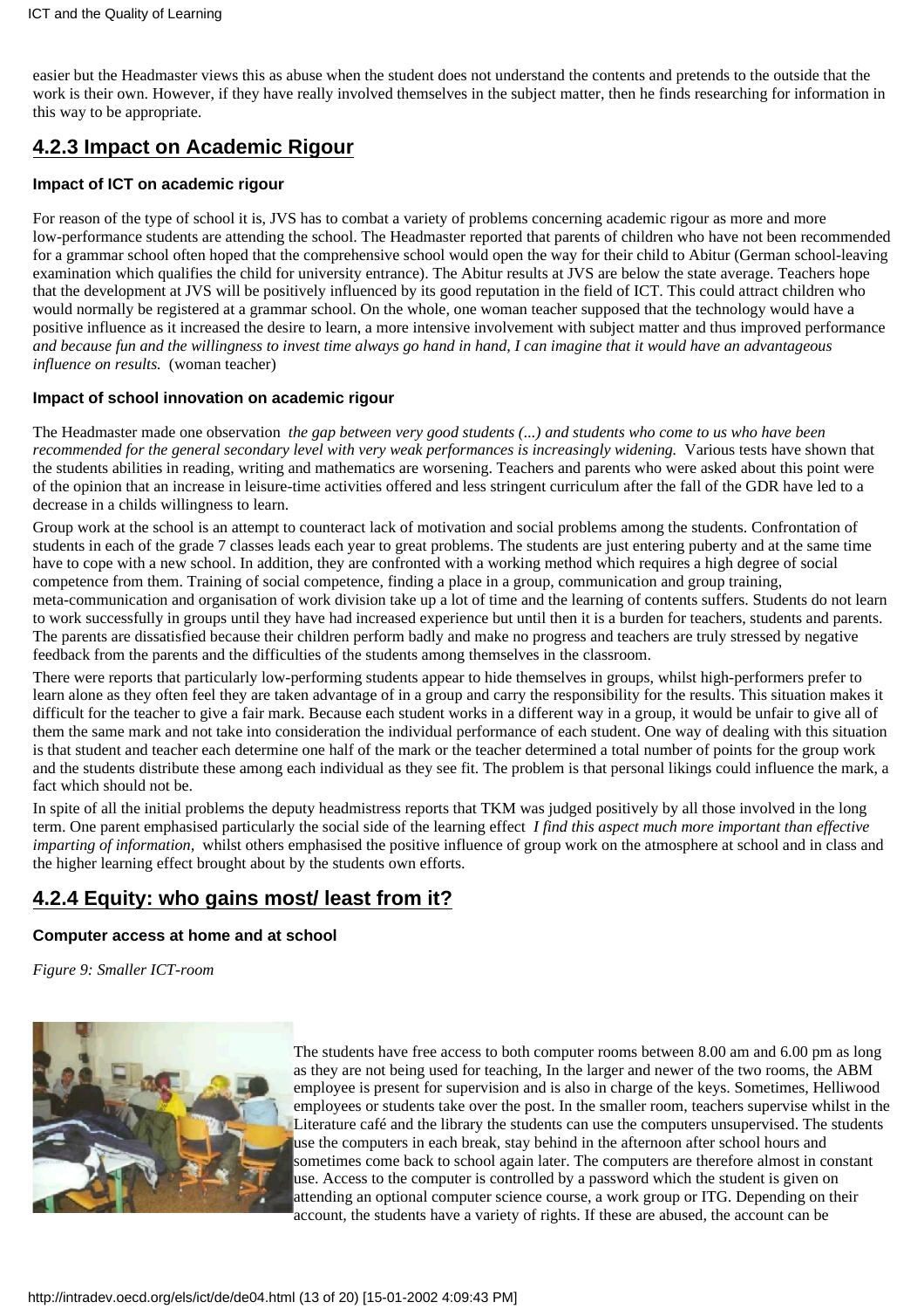easier but the Headmaster views this as abuse when the student does not understand the contents and pretends to the outside that the work is their own. However, if they have really involved themselves in the subject matter, then he finds researching for information in this way to be appropriate.

## 4.2.3 Impact on Academic Rigour

### Impact of ICT on academic rigour

For reason of the type of school it is, JVS has to combat a variety of problems concerning academic rigour as more and more low-performance students are attending the school. The Headmaster reported that parents of children who have not been recommended for a grammar school often hoped that the comprehensive school would open the way for their child to Abitur (German school-leaving examination which qualifies the child for university entrance). The Abitur results at JVS are below the state average. Teachers hope that the development at JVS will be positively influenced by its good reputation in the field of ICT. This could attract children who would normally be registered at a grammar school. On the whole, one woman teacher supposed that the technology would have a positive influence as it increased the desire to learn, a more intensive involvement with subject matter and thus improved performance *and because fun and the willingness to invest time always go hand in hand, I can imagine that it would have an advantageous influence on results.* (woman teacher)

### Impact of school innovation on academic rigour

The Headmaster made one observation *the gap between very good students (...) and students who come to us who have been recommended for the general secondary level with very weak performances is increasingly widening.* Various tests have shown that the students abilities in reading, writing and mathematics are worsening. Teachers and parents who were asked about this point were of the opinion that an increase in leisure-time activities offered and less stringent curriculum after the fall of the GDR have led to a decrease in a childs willingness to learn.

Group work at the school is an attempt to counteract lack of motivation and social problems among the students. Confrontation of students in each of the grade 7 classes leads each year to great problems. The students are just entering puberty and at the same time have to cope with a new school. In addition, they are confronted with a working method which requires a high degree of social competence from them. Training of social competence, finding a place in a group, communication and group training, meta-communication and organisation of work division take up a lot of time and the learning of contents suffers. Students do not learn to work successfully in groups until they have had increased experience but until then it is a burden for teachers, students and parents. The parents are dissatisfied because their children perform badly and make no progress and teachers are truly stressed by negative feedback from the parents and the difficulties of the students among themselves in the classroom.

There were reports that particularly low-performing students appear to hide themselves in groups, whilst high-performers prefer to learn alone as they often feel they are taken advantage of in a group and carry the responsibility for the results. This situation makes it difficult for the teacher to give a fair mark. Because each student works in a different way in a group, it would be unfair to give all of them the same mark and not take into consideration the individual performance of each student. One way of dealing with this situation is that student and teacher each determine one half of the mark or the teacher determined a total number of points for the group work and the students distribute these among each individual as they see fit. The problem is that personal likings could influence the mark, a fact which should not be.

In spite of all the initial problems the deputy headmistress reports that TKM was judged positively by all those involved in the long term. One parent emphasised particularly the social side of the learning effect *I find this aspect much more important than effective imparting of information,* whilst others emphasised the positive influence of group work on the atmosphere at school and in class and the higher learning effect brought about by the students own efforts.

## 4.2.4 Equity: who gains most/ least from it?

### Computer access at home and at school

*Figure 9: Smaller ICT-room*

The students have free access to both computer rooms between 8.00 am and 6.00 pm as long as they are not being used for teaching, In the larger and newer of the two rooms, the ABM employee is present for supervision and is also in charge of the keys. Sometimes, Helliwood employees or students take over the post. In the smaller room, teachers supervise whilst in the Literature café and the library the students can use the computers unsupervised. The students use the computers in each break, stay behind in the afternoon after school hours and sometimes come back to school again later. The computers are therefore almost in constant use. Access to the computer is controlled by a password which the student is given on attending an optional computer science course, a work group or ITG. Depending on their account, the students have a variety of rights. If these are abused, the account can be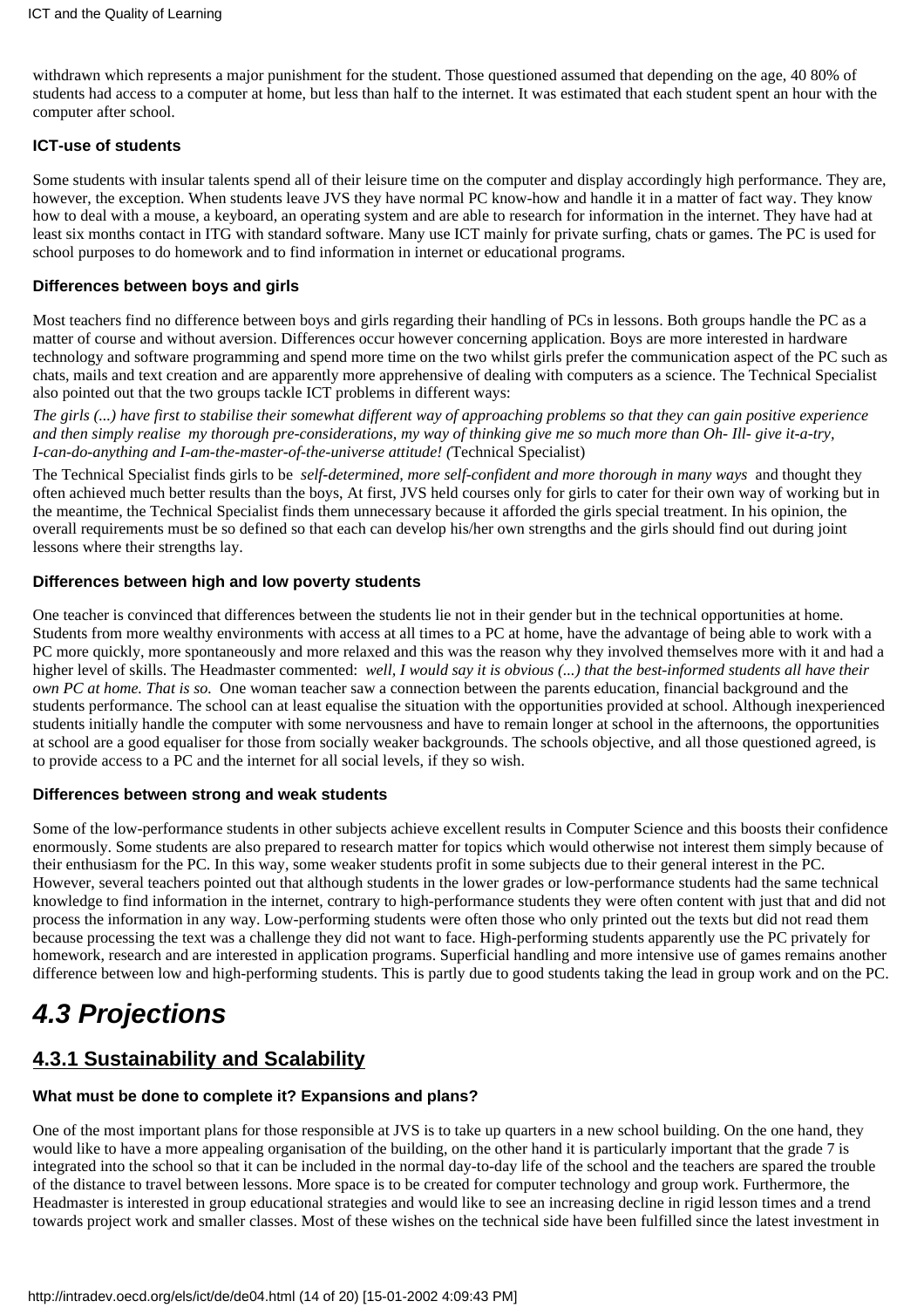withdrawn which represents a major punishment for the student. Those questioned assumed that depending on the age, 40 80% of students had access to a computer at home, but less than half to the internet. It was estimated that each student spent an hour with the computer after school.

**ICT-use of students**

Some students with insular talents spend all of their leisure time on the computer and display accordingly high performance. They are, however, the exception. When students leave JVS they have normal PC know-how and handle it in a matter of fact way. They know how to deal with a mouse, a keyboard, an operating system and are able to research for information in the internet. They have had at least six months contact in ITG with standard software. Many use ICT mainly for private surfing, chats or games. The PC is used for school purposes to do homework and to find information in internet or educational programs.

**Differences between boys and girls**

Most teachers find no difference between boys and girls regarding their handling of PCs in lessons. Both groups handle the PC as a matter of course and without aversion. Differences occur however concerning application. Boys are more interested in hardware technology and software programming and spend more time on the two whilst girls prefer the communication aspect of the PC such as chats, mails and text creation and are apparently more apprehensive of dealing with computers as a science. The Technical Specialist also pointed out that the two groups tackle ICT problems in different ways:

*The girls (...) have first to stabilise their somewhat different way of approaching problems so that they can gain positive experience and then simply realise my thorough pre-considerations, my way of thinking give me so much more than Oh- Ill- give it-a-try, I-can-do-anything and I-am-the-master-of-the-universe attitude! (*Technical Specialist)

The Technical Specialist finds girls to be *self-determined, more self-confident and more thorough in many ways* and thought they often achieved much better results than the boys, At first, JVS held courses only for girls to cater for their own way of working but in the meantime, the Technical Specialist finds them unnecessary because it afforded the girls special treatment. In his opinion, the overall requirements must be so defined so that each can develop his/her own strengths and the girls should find out during joint lessons where their strengths lay.

**Differences between high and low poverty students**

One teacher is convinced that differences between the students lie not in their gender but in the technical opportunities at home. Students from more wealthy environments with access at all times to a PC at home, have the advantage of being able to work with a PC more quickly, more spontaneously and more relaxed and this was the reason why they involved themselves more with it and had a higher level of skills. The Headmaster commented: *well, I would say it is obvious (...) that the best-informed students all have their own PC at home. That is so.* One woman teacher saw a connection between the parents education, financial background and the students performance. The school can at least equalise the situation with the opportunities provided at school. Although inexperienced students initially handle the computer with some nervousness and have to remain longer at school in the afternoons, the opportunities at school are a good equaliser for those from socially weaker backgrounds. The schools objective, and all those questioned agreed, is to provide access to a PC and the internet for all social levels, if they so wish.

**Differences between strong and weak students**

Some of the low-performance students in other subjects achieve excellent results in Computer Science and this boosts their confidence enormously. Some students are also prepared to research matter for topics which would otherwise not interest them simply because of their enthusiasm for the PC. In this way, some weaker students profit in some subjects due to their general interest in the PC. However, several teachers pointed out that although students in the lower grades or low-performance students had the same technical knowledge to find information in the internet, contrary to high-performance students they were often content with just that and did not process the information in any way. Low-performing students were often those who only printed out the texts but did not read them because processing the text was a challenge they did not want to face. High-performing students apparently use the PC privately for homework, research and are interested in application programs. Superficial handling and more intensive use of games remains another difference between low and high-performing students. This is partly due to good students taking the lead in group work and on the PC.

# *4.3 Projections*

## 4.3.1 Sustainability and Scalability

**What must be done to complete it? Expansions and plans?**

One of the most important plans for those responsible at JVS is to take up quarters in a new school building. On the one hand, they would like to have a more appealing organisation of the building, on the other hand it is particularly important that the grade 7 is integrated into the school so that it can be included in the normal day-to-day life of the school and the teachers are spared the trouble of the distance to travel between lessons. More space is to be created for computer technology and group work. Furthermore, the Headmaster is interested in group educational strategies and would like to see an increasing decline in rigid lesson times and a trend towards project work and smaller classes. Most of these wishes on the technical side have been fulfilled since the latest investment in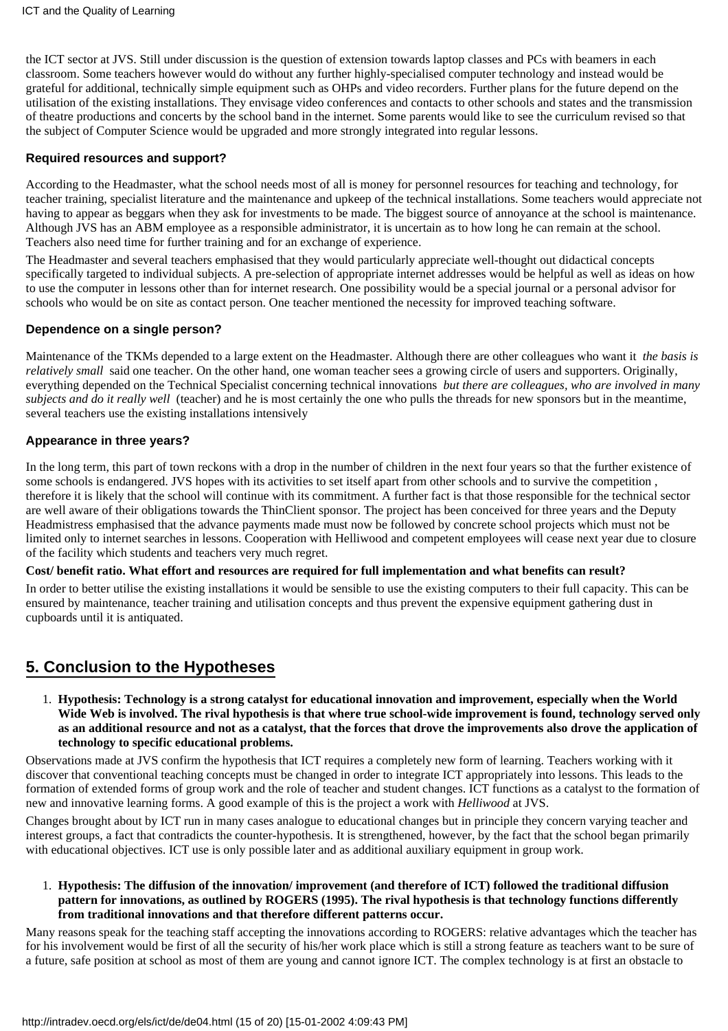the ICT sector at JVS. Still under discussion is the question of extension towards laptop classes and PCs with beamers in each classroom. Some teachers however would do without any further highly-specialised computer technology and instead would be grateful for additional, technically simple equipment such as OHPs and video recorders. Further plans for the future depend on the utilisation of the existing installations. They envisage video conferences and contacts to other schools and states and the transmission of theatre productions and concerts by the school band in the internet. Some parents would like to see the curriculum revised so that the subject of Computer Science would be upgraded and more strongly integrated into regular lessons.

#### Required resources and support?

According to the Headmaster, what the school needs most of all is money for personnel resources for teaching and technology, for teacher training, specialist literature and the maintenance and upkeep of the technical installations. Some teachers would appreciate not having to appear as beggars when they ask for investments to be made. The biggest source of annoyance at the school is maintenance. Although JVS has an ABM employee as a responsible administrator, it is uncertain as to how long he can remain at the school. Teachers also need time for further training and for an exchange of experience.

The Headmaster and several teachers emphasised that they would particularly appreciate well-thought out didactical concepts specifically targeted to individual subjects. A pre-selection of appropriate internet addresses would be helpful as well as ideas on how to use the computer in lessons other than for internet research. One possibility would be a special journal or a personal advisor for schools who would be on site as contact person. One teacher mentioned the necessity for improved teaching software.

#### Dependence on a single person?

Maintenance of the TKMs depended to a large extent on the Headmaster. Although there are other colleagues who want it *the basis is relatively small* said one teacher. On the other hand, one woman teacher sees a growing circle of users and supporters. Originally, everything depended on the Technical Specialist concerning technical innovations *but there are colleagues, who are involved in many subjects and do it really well* (teacher) and he is most certainly the one who pulls the threads for new sponsors but in the meantime, several teachers use the existing installations intensively

#### Appearance in three years?

In the long term, this part of town reckons with a drop in the number of children in the next four years so that the further existence of some schools is endangered. JVS hopes with its activities to set itself apart from other schools and to survive the competition , therefore it is likely that the school will continue with its commitment. A further fact is that those responsible for the technical sector are well aware of their obligations towards the ThinClient sponsor. The project has been conceived for three years and the Deputy Headmistress emphasised that the advance payments made must now be followed by concrete school projects which must not be limited only to internet searches in lessons. Cooperation with Helliwood and competent employees will cease next year due to closure of the facility which students and teachers very much regret.

**Cost/ benefit ratio. What effort and resources are required for full implementation and what benefits can result?**

In order to better utilise the existing installations it would be sensible to use the existing computers to their full capacity. This can be ensured by maintenance, teacher training and utilisation concepts and thus prevent the expensive equipment gathering dust in cupboards until it is antiquated.

## 5. Conclusion to the Hypotheses

1. **Hypothesis: Technology is a strong catalyst for educational innovation and improvement, especially when the World Wide Web is involved. The rival hypothesis is that where true school-wide improvement is found, technology served only as an additional resource and not as a catalyst, that the forces that drove the improvements also drove the application of technology to specific educational problems.**

Observations made at JVS confirm the hypothesis that ICT requires a completely new form of learning. Teachers working with it discover that conventional teaching concepts must be changed in order to integrate ICT appropriately into lessons. This leads to the formation of extended forms of group work and the role of teacher and student changes. ICT functions as a catalyst to the formation of new and innovative learning forms. A good example of this is the project a work with *Helliwood* at JVS.

Changes brought about by ICT run in many cases analogue to educational changes but in principle they concern varying teacher and interest groups, a fact that contradicts the counter-hypothesis. It is strengthened, however, by the fact that the school began primarily with educational objectives. ICT use is only possible later and as additional auxiliary equipment in group work.

1. **Hypothesis: The diffusion of the innovation/ improvement (and therefore of ICT) followed the traditional diffusion pattern for innovations, as outlined by ROGERS (1995). The rival hypothesis is that technology functions differently from traditional innovations and that therefore different patterns occur.**

Many reasons speak for the teaching staff accepting the innovations according to ROGERS: relative advantages which the teacher has for his involvement would be first of all the security of his/her work place which is still a strong feature as teachers want to be sure of a future, safe position at school as most of them are young and cannot ignore ICT. The complex technology is at first an obstacle to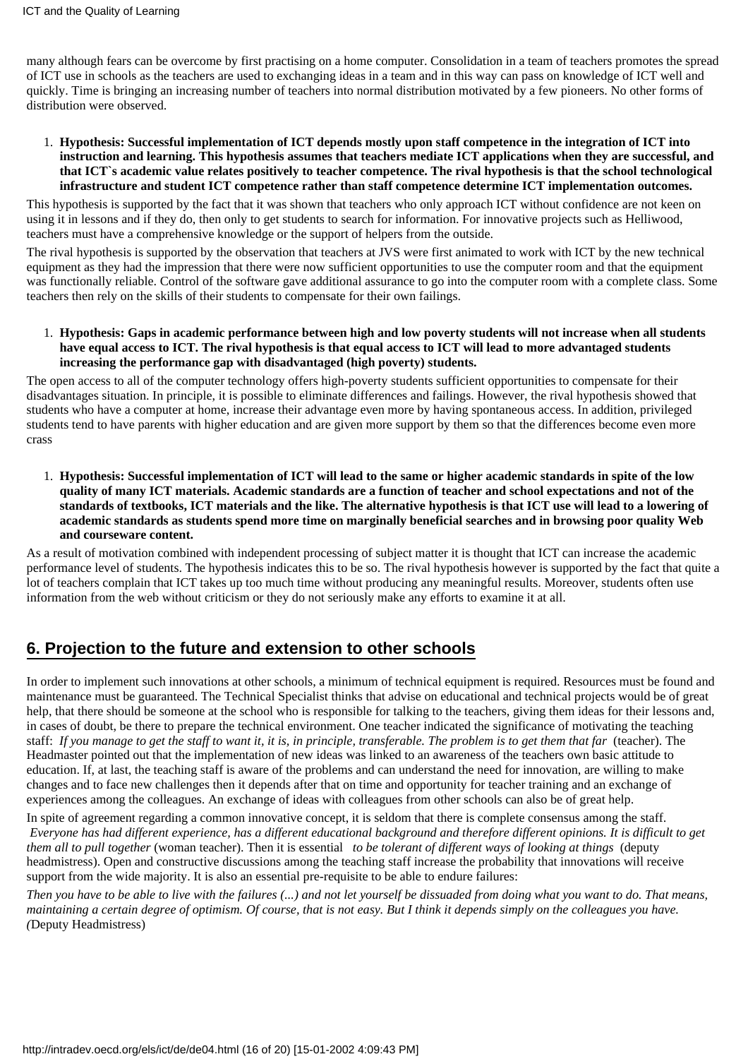many although fears can be overcome by first practising on a home computer. Consolidation in a team of teachers promotes the spread of ICT use in schools as the teachers are used to exchanging ideas in a team and in this way can pass on knowledge of ICT well and quickly. Time is bringing an increasing number of teachers into normal distribution motivated by a few pioneers. No other forms of distribution were observed.

1. **Hypothesis: Successful implementation of ICT depends mostly upon staff competence in the integration of ICT into instruction and learning. This hypothesis assumes that teachers mediate ICT applications when they are successful, and that ICT`s academic value relates positively to teacher competence. The rival hypothesis is that the school technological infrastructure and student ICT competence rather than staff competence determine ICT implementation outcomes.**

This hypothesis is supported by the fact that it was shown that teachers who only approach ICT without confidence are not keen on using it in lessons and if they do, then only to get students to search for information. For innovative projects such as Helliwood, teachers must have a comprehensive knowledge or the support of helpers from the outside.

The rival hypothesis is supported by the observation that teachers at JVS were first animated to work with ICT by the new technical equipment as they had the impression that there were now sufficient opportunities to use the computer room and that the equipment was functionally reliable. Control of the software gave additional assurance to go into the computer room with a complete class. Some teachers then rely on the skills of their students to compensate for their own failings.

1. **Hypothesis: Gaps in academic performance between high and low poverty students will not increase when all students have equal access to ICT. The rival hypothesis is that equal access to ICT will lead to more advantaged students increasing the performance gap with disadvantaged (high poverty) students.**

The open access to all of the computer technology offers high-poverty students sufficient opportunities to compensate for their disadvantages situation. In principle, it is possible to eliminate differences and failings. However, the rival hypothesis showed that students who have a computer at home, increase their advantage even more by having spontaneous access. In addition, privileged students tend to have parents with higher education and are given more support by them so that the differences become even more crass

1. **Hypothesis: Successful implementation of ICT will lead to the same or higher academic standards in spite of the low quality of many ICT materials. Academic standards are a function of teacher and school expectations and not of the standards of textbooks, ICT materials and the like. The alternative hypothesis is that ICT use will lead to a lowering of academic standards as students spend more time on marginally beneficial searches and in browsing poor quality Web and courseware content.**

As a result of motivation combined with independent processing of subject matter it is thought that ICT can increase the academic performance level of students. The hypothesis indicates this to be so. The rival hypothesis however is supported by the fact that quite a lot of teachers complain that ICT takes up too much time without producing any meaningful results. Moreover, students often use information from the web without criticism or they do not seriously make any efforts to examine it at all.

## 6. Projection to the future and extension to other schools

In order to implement such innovations at other schools, a minimum of technical equipment is required. Resources must be found and maintenance must be guaranteed. The Technical Specialist thinks that advise on educational and technical projects would be of great help, that there should be someone at the school who is responsible for talking to the teachers, giving them ideas for their lessons and, in cases of doubt, be there to prepare the technical environment. One teacher indicated the significance of motivating the teaching staff: *If you manage to get the staff to want it, it is, in principle, transferable. The problem is to get them that far* (teacher). The Headmaster pointed out that the implementation of new ideas was linked to an awareness of the teachers own basic attitude to education. If, at last, the teaching staff is aware of the problems and can understand the need for innovation, are willing to make changes and to face new challenges then it depends after that on time and opportunity for teacher training and an exchange of experiences among the colleagues. An exchange of ideas with colleagues from other schools can also be of great help.

In spite of agreement regarding a common innovative concept, it is seldom that there is complete consensus among the staff. *Everyone has had different experience, has a different educational background and therefore different opinions. It is difficult to get them all to pull together* (woman teacher). Then it is essential *to be tolerant of different ways of looking at things* (deputy headmistress). Open and constructive discussions among the teaching staff increase the probability that innovations will receive support from the wide majority. It is also an essential pre-requisite to be able to endure failures:

*Then you have to be able to live with the failures (...) and not let yourself be dissuaded from doing what you want to do. That means, maintaining a certain degree of optimism. Of course, that is not easy. But I think it depends simply on the colleagues you have. (*Deputy Headmistress)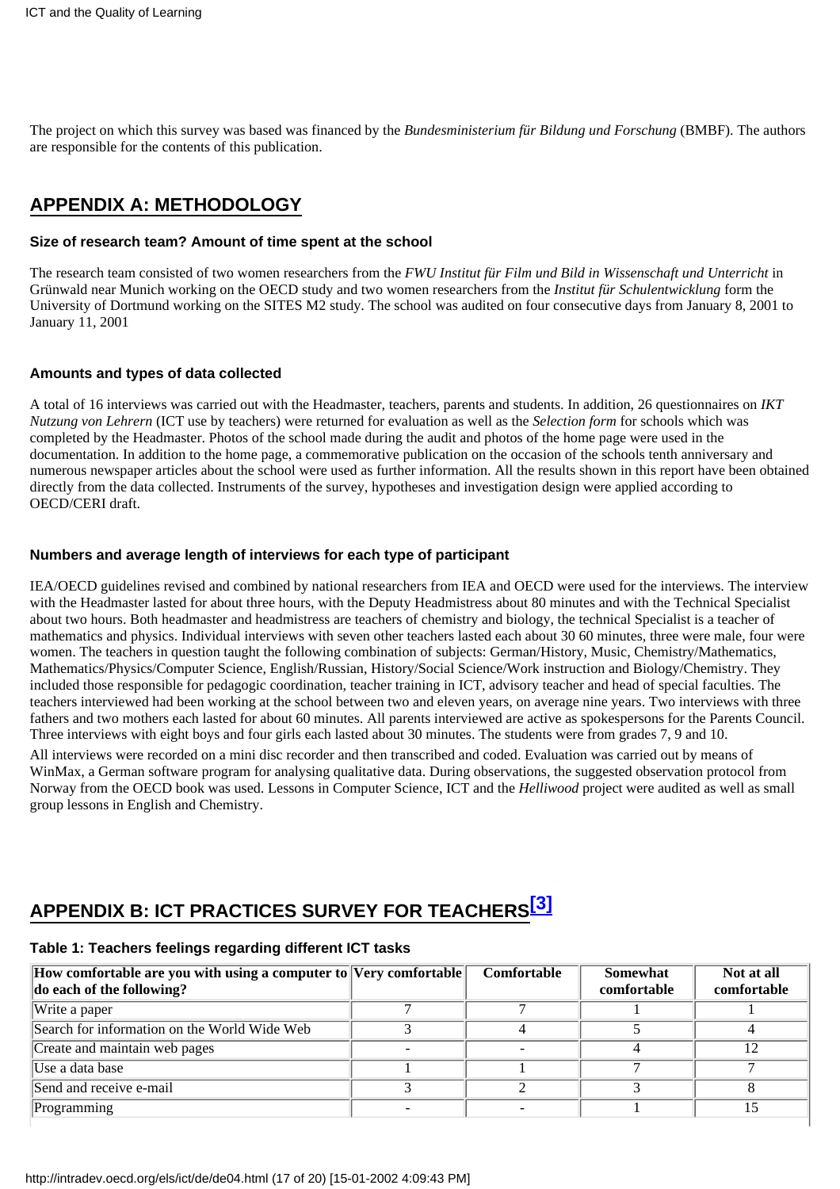The project on which this survey was based was financed by the *Bundesministerium für Bildung und Forschung* (BMBF). The authors are responsible for the contents of this publication.

## APPENDIX A: METHODOLOGY

### Size of research team? Amount of time spent at the school

The research team consisted of two women researchers from the *FWU Institut für Film und Bild in Wissenschaft und Unterricht* in Grünwald near Munich working on the OECD study and two women researchers from the *Institut für Schulentwicklung* form the University of Dortmund working on the SITES M2 study. The school was audited on four consecutive days from January 8, 2001 to January 11, 2001

### Amounts and types of data collected

A total of 16 interviews was carried out with the Headmaster, teachers, parents and students. In addition, 26 questionnaires on *IKT Nutzung von Lehrern* (ICT use by teachers) were returned for evaluation as well as the *Selection form* for schools which was completed by the Headmaster. Photos of the school made during the audit and photos of the home page were used in the documentation. In addition to the home page, a commemorative publication on the occasion of the schools tenth anniversary and numerous newspaper articles about the school were used as further information. All the results shown in this report have been obtained directly from the data collected. Instruments of the survey, hypotheses and investigation design were applied according to OECD/CERI draft.

### Numbers and average length of interviews for each type of participant

IEA/OECD guidelines revised and combined by national researchers from IEA and OECD were used for the interviews. The interview with the Headmaster lasted for about three hours, with the Deputy Headmistress about 80 minutes and with the Technical Specialist about two hours. Both headmaster and headmistress are teachers of chemistry and biology, the technical Specialist is a teacher of mathematics and physics. Individual interviews with seven other teachers lasted each about 30 60 minutes, three were male, four were women. The teachers in question taught the following combination of subjects: German/History, Music, Chemistry/Mathematics, Mathematics/Physics/Computer Science, English/Russian, History/Social Science/Work instruction and Biology/Chemistry. They included those responsible for pedagogic coordination, teacher training in ICT, advisory teacher and head of special faculties. The teachers interviewed had been working at the school between two and eleven years, on average nine years. Two interviews with three fathers and two mothers each lasted for about 60 minutes. All parents interviewed are active as spokespersons for the Parents Council. Three interviews with eight boys and four girls each lasted about 30 minutes. The students were from grades 7, 9 and 10.

All interviews were recorded on a mini disc recorder and then transcribed and coded. Evaluation was carried out by means of WinMax, a German software program for analysing qualitative data. During observations, the suggested observation protocol from Norway from the OECD book was used. Lessons in Computer Science, ICT and the *Helliwood* project were audited as well as small group lessons in English and Chemistry.

## APPENDIX B: ICT PRACTICES SURVEY FOR TEACHERS[3]

### Table 1: Teachers feelings regarding different ICT tasks

| How comfortable are you with using a computer to do each of the following? | Very comfortable | Comfortable | Somewhat comfortable | Not at all comfortable |
|---|---|---|---|---|
| Write a paper | 7 | 7 | 1 | 1 |
| Search for information on the World Wide Web | 3 | 4 | 5 | 4 |
| Create and maintain web pages | - | - | 4 | 12 |
| Use a data base | 1 | 1 | 7 | 7 |
| Send and receive e-mail | 3 | 2 | 3 | 8 |
| Programming | - | - | 1 | 15 |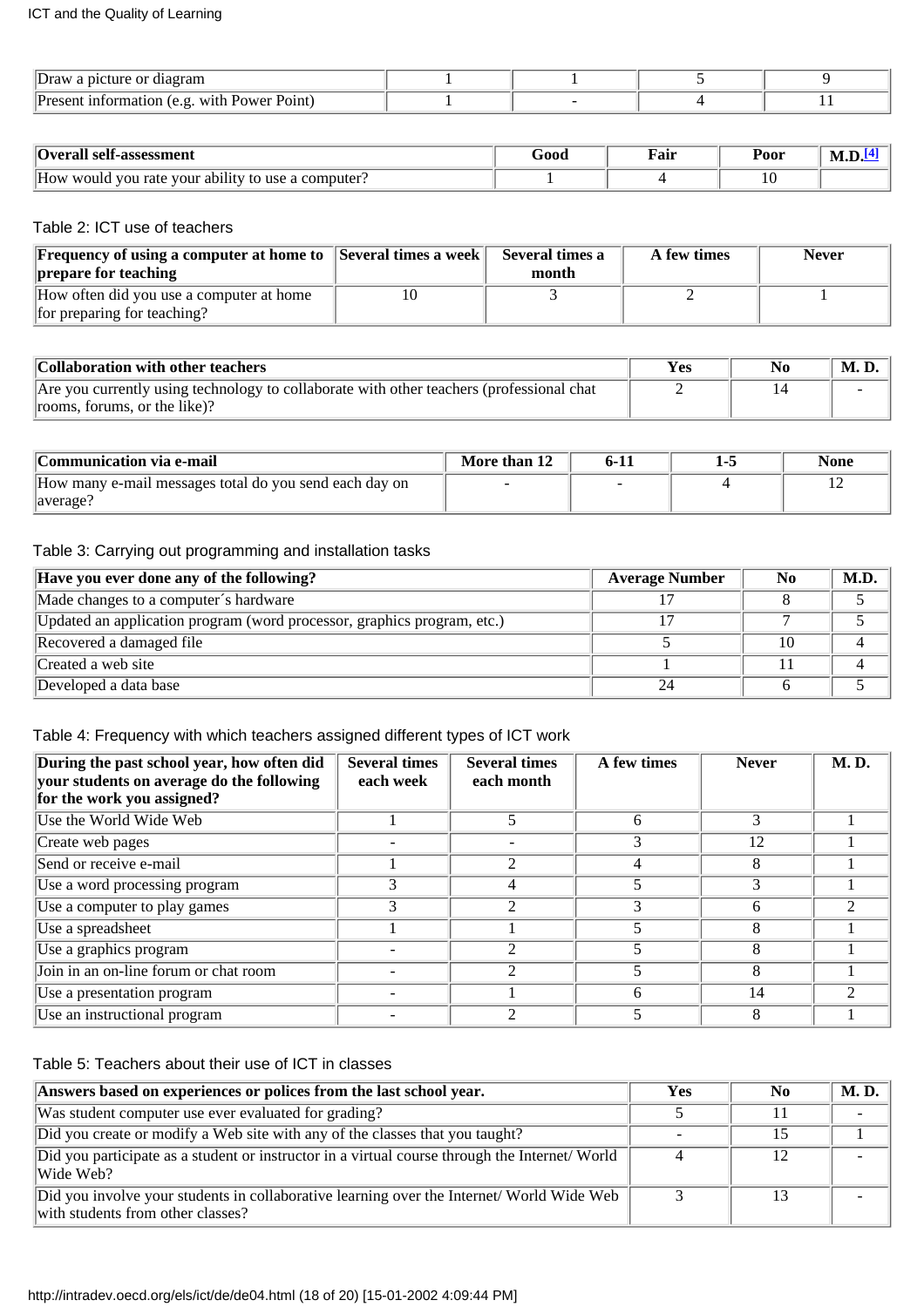| | | | | |
|---|---|---|---|---|
| Draw a picture or diagram | 1 | 1 | 5 | 9 |
| Present information (e.g. with Power Point) | 1 | - | 4 | 11 |

| **Overall self-assessment** | **Good** | **Fair** | **Poor** | **M.D.[4]** |
|---|---|---|---|---|
| How would you rate your ability to use a computer? | 1 | 4 | 10 | |

Table 2: ICT use of teachers

| **Frequency of using a computer at home to prepare for teaching** | **Several times a week** | **Several times a month** | **A few times** | **Never** |
|---|---|---|---|---|
| How often did you use a computer at home for preparing for teaching? | 10 | 3 | 2 | 1 |

| **Collaboration with other teachers** | **Yes** | **No** | **M. D.** |
|---|---|---|---|
| Are you currently using technology to collaborate with other teachers (professional chat rooms, forums, or the like)? | 2 | 14 | - |

| **Communication via e-mail** | **More than 12** | **6-11** | **1-5** | **None** |
|---|---|---|---|---|
| How many e-mail messages total do you send each day on average? | - | - | 4 | 12 |

Table 3: Carrying out programming and installation tasks

| **Have you ever done any of the following?** | **Average Number** | **No** | **M.D.** |
|---|---|---|---|
| Made changes to a computer´s hardware | 17 | 8 | 5 |
| Updated an application program (word processor, graphics program, etc.) | 17 | 7 | 5 |
| Recovered a damaged file | 5 | 10 | 4 |
| Created a web site | 1 | 11 | 4 |
| Developed a data base | 24 | 6 | 5 |

Table 4: Frequency with which teachers assigned different types of ICT work

| **During the past school year, how often did your students on average do the following for the work you assigned?** | **Several times each week** | **Several times each month** | **A few times** | **Never** | **M. D.** |
|---|---|---|---|---|---|
| Use the World Wide Web | 1 | 5 | 6 | 3 | 1 |
| Create web pages | - | - | 3 | 12 | 1 |
| Send or receive e-mail | 1 | 2 | 4 | 8 | 1 |
| Use a word processing program | 3 | 4 | 5 | 3 | 1 |
| Use a computer to play games | 3 | 2 | 3 | 6 | 2 |
| Use a spreadsheet | 1 | 1 | 5 | 8 | 1 |
| Use a graphics program | - | 2 | 5 | 8 | 1 |
| Join in an on-line forum or chat room | - | 2 | 5 | 8 | 1 |
| Use a presentation program | - | 1 | 6 | 14 | 2 |
| Use an instructional program | - | 2 | 5 | 8 | 1 |

Table 5: Teachers about their use of ICT in classes

| **Answers based on experiences or polices from the last school year.** | **Yes** | **No** | **M. D.** |
|---|---|---|---|
| Was student computer use ever evaluated for grading? | 5 | 11 | - |
| Did you create or modify a Web site with any of the classes that you taught? | - | 15 | 1 |
| Did you participate as a student or instructor in a virtual course through the Internet/ World Wide Web? | 4 | 12 | - |
| Did you involve your students in collaborative learning over the Internet/ World Wide Web with students from other classes? | 3 | 13 | - |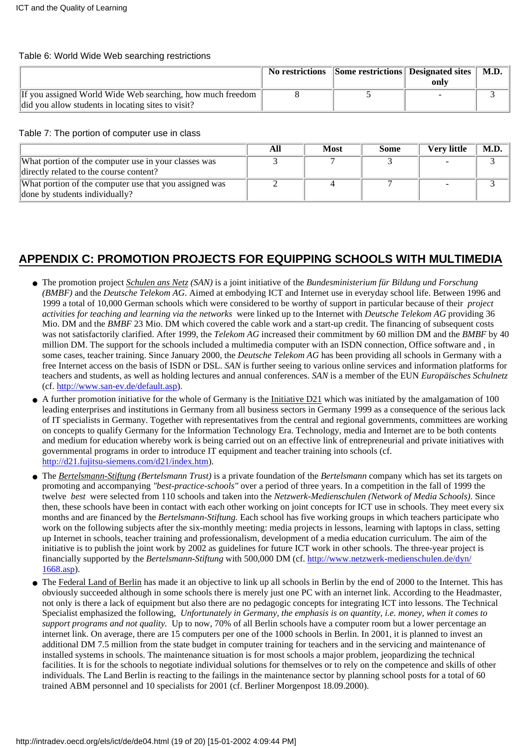Table 6: World Wide Web searching restrictions

| | No restrictions | Some restrictions | Designated sites only | M.D. |
|---|---|---|---|---|
| If you assigned World Wide Web searching, how much freedom did you allow students in locating sites to visit? | 8 | 5 | - | 3 |

Table 7: The portion of computer use in class

| | All | Most | Some | Very little | M.D. |
|---|---|---|---|---|---|
| What portion of the computer use in your classes was directly related to the course content? | 3 | 7 | 3 | - | 3 |
| What portion of the computer use that you assigned was done by students individually? | 2 | 4 | 7 | - | 3 |

## APPENDIX C: PROMOTION PROJECTS FOR EQUIPPING SCHOOLS WITH MULTIMEDIA

- The promotion project *Schulen ans Netz (SAN)* is a joint initiative of the *Bundesministerium für Bildung und Forschung (BMBF)* and the *Deutsche Telekom AG*. Aimed at embodying ICT and Internet use in everyday school life. Between 1996 and 1999 a total of 10,000 German schools which were considered to be worthy of support in particular because of their *project activities for teaching and learning via the networks* were linked up to the Internet with *Deutsche Telekom AG* providing 36 Mio. DM and the *BMBF* 23 Mio. DM which covered the cable work and a start-up credit. The financing of subsequent costs was not satisfactorily clarified. After 1999, the *Telekom AG* increased their commitment by 60 million DM and the *BMBF* by 40 million DM. The support for the schools included a multimedia computer with an ISDN connection, Office software and , in some cases, teacher training. Since January 2000, the *Deutsche Telekom AG* has been providing all schools in Germany with a free Internet access on the basis of ISDN or DSL. *SAN* is further seeing to various online services and information platforms for teachers and students, as well as holding lectures and annual conferences. *SAN* is a member of the EUN *Europäisches Schulnetz* (cf. http://www.san-ev.de/default.asp).
- A further promotion initiative for the whole of Germany is the Initiative D21 which was initiated by the amalgamation of 100 leading enterprises and institutions in Germany from all business sectors in Germany 1999 as a consequence of the serious lack of IT specialists in Germany. Together with representatives from the central and regional governments, committees are working on concepts to qualify Germany for the Information Technology Era. Technology, media and Internet are to be both contents and medium for education whereby work is being carried out on an effective link of entrepreneurial and private initiatives with governmental programs in order to introduce IT equipment and teacher training into schools (cf. http://d21.fujitsu-siemens.com/d21/index.htm).
- The *Bertelsmann-Stiftung (Bertelsmann Trust)* is a private foundation of the *Bertelsmann* company which has set its targets on promoting and accompanying *"best-practice-schools"* over a period of three years. In a competition in the fall of 1999 the twelve *best* were selected from 110 schools and taken into the *Netzwerk-Medienschulen (Network of Media Schools)*. Since then, these schools have been in contact with each other working on joint concepts for ICT use in schools. They meet every six months and are financed by the *Bertelsmann-Stiftung.* Each school has five working groups in which teachers participate who work on the following subjects after the six-monthly meeting: media projects in lessons, learning with laptops in class, setting up Internet in schools, teacher training and professionalism, development of a media education curriculum. The aim of the initiative is to publish the joint work by 2002 as guidelines for future ICT work in other schools. The three-year project is financially supported by the *Bertelsmann-Stiftung* with 500,000 DM (cf. http://www.netzwerk-medienschulen.de/dyn/1668.asp).
- The Federal Land of Berlin has made it an objective to link up all schools in Berlin by the end of 2000 to the Internet. This has obviously succeeded although in some schools there is merely just one PC with an internet link. According to the Headmaster, not only is there a lack of equipment but also there are no pedagogic concepts for integrating ICT into lessons. The Technical Specialist emphasized the following, *Unfortunately in Germany, the emphasis is on quantity, i.e. money, when it comes to support programs and not quality.* Up to now, 70% of all Berlin schools have a computer room but a lower percentage an internet link. On average, there are 15 computers per one of the 1000 schools in Berlin. In 2001, it is planned to invest an additional DM 7.5 million from the state budget in computer training for teachers and in the servicing and maintenance of installed systems in schools. The maintenance situation is for most schools a major problem, jeopardizing the technical facilities. It is for the schools to negotiate individual solutions for themselves or to rely on the competence and skills of other individuals. The Land Berlin is reacting to the failings in the maintenance sector by planning school posts for a total of 60 trained ABM personnel and 10 specialists for 2001 (cf. Berliner Morgenpost 18.09.2000).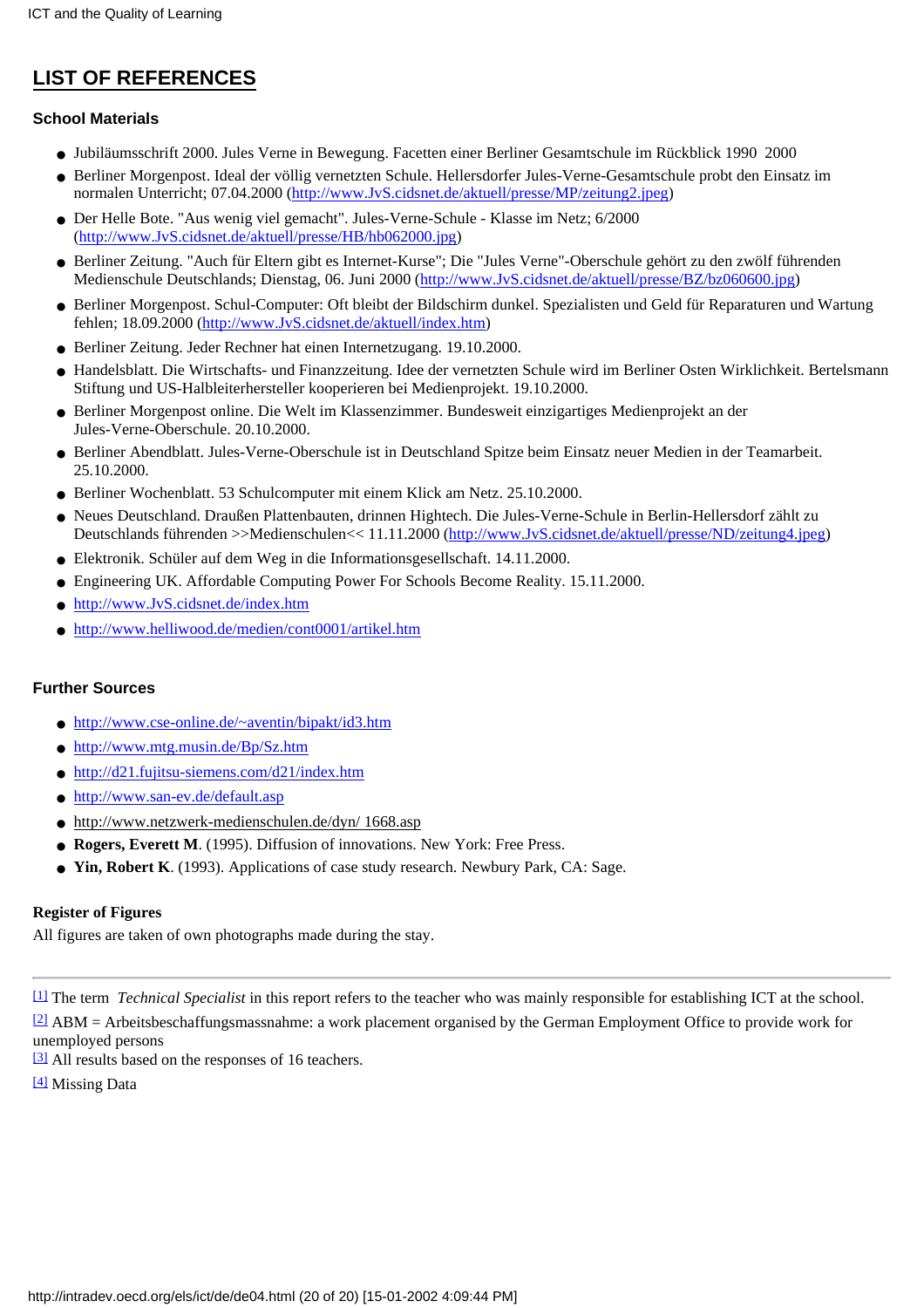## LIST OF REFERENCES

### School Materials

- Jubiläumsschrift 2000. Jules Verne in Bewegung. Facetten einer Berliner Gesamtschule im Rückblick 1990 2000
- Berliner Morgenpost. Ideal der völlig vernetzten Schule. Hellersdorfer Jules-Verne-Gesamtschule probt den Einsatz im normalen Unterricht; 07.04.2000 (http://www.JvS.cidsnet.de/aktuell/presse/MP/zeitung2.jpeg)
- Der Helle Bote. "Aus wenig viel gemacht". Jules-Verne-Schule - Klasse im Netz; 6/2000 (http://www.JvS.cidsnet.de/aktuell/presse/HB/hb062000.jpg)
- Berliner Zeitung. "Auch für Eltern gibt es Internet-Kurse"; Die "Jules Verne"-Oberschule gehört zu den zwölf führenden Medienschule Deutschlands; Dienstag, 06. Juni 2000 (http://www.JvS.cidsnet.de/aktuell/presse/BZ/bz060600.jpg)
- Berliner Morgenpost. Schul-Computer: Oft bleibt der Bildschirm dunkel. Spezialisten und Geld für Reparaturen und Wartung fehlen; 18.09.2000 (http://www.JvS.cidsnet.de/aktuell/index.htm)
- Berliner Zeitung. Jeder Rechner hat einen Internetzugang. 19.10.2000.
- Handelsblatt. Die Wirtschafts- und Finanzzeitung. Idee der vernetzten Schule wird im Berliner Osten Wirklichkeit. Bertelsmann Stiftung und US-Halbleiterhersteller kooperieren bei Medienprojekt. 19.10.2000.
- Berliner Morgenpost online. Die Welt im Klassenzimmer. Bundesweit einzigartiges Medienprojekt an der Jules-Verne-Oberschule. 20.10.2000.
- Berliner Abendblatt. Jules-Verne-Oberschule ist in Deutschland Spitze beim Einsatz neuer Medien in der Teamarbeit. 25.10.2000.
- Berliner Wochenblatt. 53 Schulcomputer mit einem Klick am Netz. 25.10.2000.
- Neues Deutschland. Draußen Plattenbauten, drinnen Hightech. Die Jules-Verne-Schule in Berlin-Hellersdorf zählt zu Deutschlands führenden >>Medienschulen<< 11.11.2000 (http://www.JvS.cidsnet.de/aktuell/presse/ND/zeitung4.jpeg)
- Elektronik. Schüler auf dem Weg in die Informationsgesellschaft. 14.11.2000.
- Engineering UK. Affordable Computing Power For Schools Become Reality. 15.11.2000.
- http://www.JvS.cidsnet.de/index.htm
- http://www.helliwood.de/medien/cont0001/artikel.htm

### Further Sources

- http://www.cse-online.de/~aventin/bipakt/id3.htm
- http://www.mtg.musin.de/Bp/Sz.htm
- http://d21.fujitsu-siemens.com/d21/index.htm
- http://www.san-ev.de/default.asp
- http://www.netzwerk-medienschulen.de/dyn/ 1668.asp
- **Rogers, Everett M**. (1995). Diffusion of innovations. New York: Free Press.
- **Yin, Robert K**. (1993). Applications of case study research. Newbury Park, CA: Sage.

**Register of Figures**

All figures are taken of own photographs made during the stay.

---

[1] The term *Technical Specialist* in this report refers to the teacher who was mainly responsible for establishing ICT at the school.

[2] ABM = Arbeitsbeschaffungsmassnahme: a work placement organised by the German Employment Office to provide work for unemployed persons

[3] All results based on the responses of 16 teachers.

[4] Missing Data